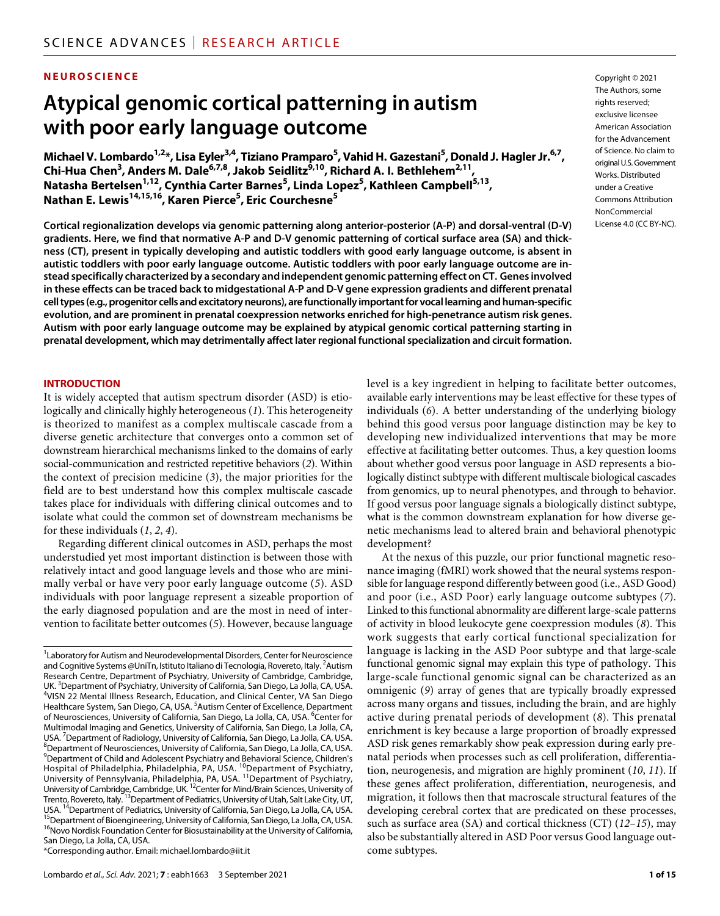NEUROSCIENCE

# Atypical genomic cortical patterning in autism with poor early language outcome

**Michael V. Lombardo[1,2]*, Lisa Eyler[3,4], Tiziano Pramparo[5], Vahid H. Gazestani[5], Donald J. Hagler Jr.[6,7], Chi-Hua Chen[3], Anders M. Dale[6,7,8], Jakob Seidlitz[9,10], Richard A. I. Bethlehem[2,11], Natasha Bertelsen[1,12], Cynthia Carter Barnes[5], Linda Lopez[5], Kathleen Campbell[5,13], Nathan E. Lewis[14,15,16], Karen Pierce[5], Eric Courchesne[5]**

Copyright © 2021 The Authors, some rights reserved; exclusive licensee American Association for the Advancement of Science. No claim to original U.S. Government Works. Distributed under a Creative Commons Attribution NonCommercial License 4.0 (CC BY-NC).

**Cortical regionalization develops via genomic patterning along anterior-posterior (A-P) and dorsal-ventral (D-V) gradients. Here, we find that normative A-P and D-V genomic patterning of cortical surface area (SA) and thickness (CT), present in typically developing and autistic toddlers with good early language outcome, is absent in autistic toddlers with poor early language outcome. Autistic toddlers with poor early language outcome are instead specifically characterized by a secondary and independent genomic patterning effect on CT. Genes involved in these effects can be traced back to midgestational A-P and D-V gene expression gradients and different prenatal cell types (e.g., progenitor cells and excitatory neurons), are functionally important for vocal learning and human-specific evolution, and are prominent in prenatal coexpression networks enriched for high-penetrance autism risk genes. Autism with poor early language outcome may be explained by atypical genomic cortical patterning starting in prenatal development, which may detrimentally affect later regional functional specialization and circuit formation.**

## INTRODUCTION

It is widely accepted that autism spectrum disorder (ASD) is etiologically and clinically highly heterogeneous (*1*). This heterogeneity is theorized to manifest as a complex multiscale cascade from a diverse genetic architecture that converges onto a common set of downstream hierarchical mechanisms linked to the domains of early social-communication and restricted repetitive behaviors (*2*). Within the context of precision medicine (*3*), the major priorities for the field are to best understand how this complex multiscale cascade takes place for individuals with differing clinical outcomes and to isolate what could the common set of downstream mechanisms be for these individuals (*1*, *2*, *4*).

Regarding different clinical outcomes in ASD, perhaps the most understudied yet most important distinction is between those with relatively intact and good language levels and those who are minimally verbal or have very poor early language outcome (*5*). ASD individuals with poor language represent a sizeable proportion of the early diagnosed population and are the most in need of intervention to facilitate better outcomes (*5*). However, because language level is a key ingredient in helping to facilitate better outcomes, available early interventions may be least effective for these types of individuals (*6*). A better understanding of the underlying biology behind this good versus poor language distinction may be key to developing new individualized interventions that may be more effective at facilitating better outcomes. Thus, a key question looms about whether good versus poor language in ASD represents a biologically distinct subtype with different multiscale biological cascades from genomics, up to neural phenotypes, and through to behavior. If good versus poor language signals a biologically distinct subtype, what is the common downstream explanation for how diverse genetic mechanisms lead to altered brain and behavioral phenotypic development?

At the nexus of this puzzle, our prior functional magnetic resonance imaging (fMRI) work showed that the neural systems responsible for language respond differently between good (i.e., ASD Good) and poor (i.e., ASD Poor) early language outcome subtypes (*7*). Linked to this functional abnormality are different large-scale patterns of activity in blood leukocyte gene coexpression modules (*8*). This work suggests that early cortical functional specialization for language is lacking in the ASD Poor subtype and that large-scale functional genomic signal may explain this type of pathology. This large-scale functional genomic signal can be characterized as an omnigenic (*9*) array of genes that are typically broadly expressed across many organs and tissues, including the brain, and are highly active during prenatal periods of development (*8*). This prenatal enrichment is key because a large proportion of broadly expressed ASD risk genes remarkably show peak expression during early prenatal periods when processes such as cell proliferation, differentiation, neurogenesis, and migration are highly prominent (*10*, *11*). If these genes affect proliferation, differentiation, neurogenesis, and migration, it follows then that macroscale structural features of the developing cerebral cortex that are predicated on these processes, such as surface area (SA) and cortical thickness (CT) (*12*–*15*), may also be substantially altered in ASD Poor versus Good language outcome subtypes.

---

[1]Laboratory for Autism and Neurodevelopmental Disorders, Center for Neuroscience and Cognitive Systems @UniTn, Istituto Italiano di Tecnologia, Rovereto, Italy. [2]Autism Research Centre, Department of Psychiatry, University of Cambridge, Cambridge, UK. [3]Department of Psychiatry, University of California, San Diego, La Jolla, CA, USA. [4]VISN 22 Mental Illness Research, Education, and Clinical Center, VA San Diego Healthcare System, San Diego, CA, USA. [5]Autism Center of Excellence, Department of Neurosciences, University of California, San Diego, La Jolla, CA, USA. [6]Center for Multimodal Imaging and Genetics, University of California, San Diego, La Jolla, CA, USA. [7]Department of Radiology, University of California, San Diego, La Jolla, CA, USA. [8]Department of Neurosciences, University of California, San Diego, La Jolla, CA, USA. [9]Department of Child and Adolescent Psychiatry and Behavioral Science, Children's Hospital of Philadelphia, Philadelphia, PA, USA. [10]Department of Psychiatry, University of Pennsylvania, Philadelphia, PA, USA. [11]Department of Psychiatry, University of Cambridge, Cambridge, UK. [12]Center for Mind/Brain Sciences, University of Trento, Rovereto, Italy. [13]Department of Pediatrics, University of Utah, Salt Lake City, UT, USA. [14]Department of Pediatrics, University of California, San Diego, La Jolla, CA, USA. [15]Department of Bioengineering, University of California, San Diego, La Jolla, CA, USA. [16]Novo Nordisk Foundation Center for Biosustainability at the University of California, San Diego, La Jolla, CA, USA.

*Corresponding author. Email: michael.lombardo@iit.it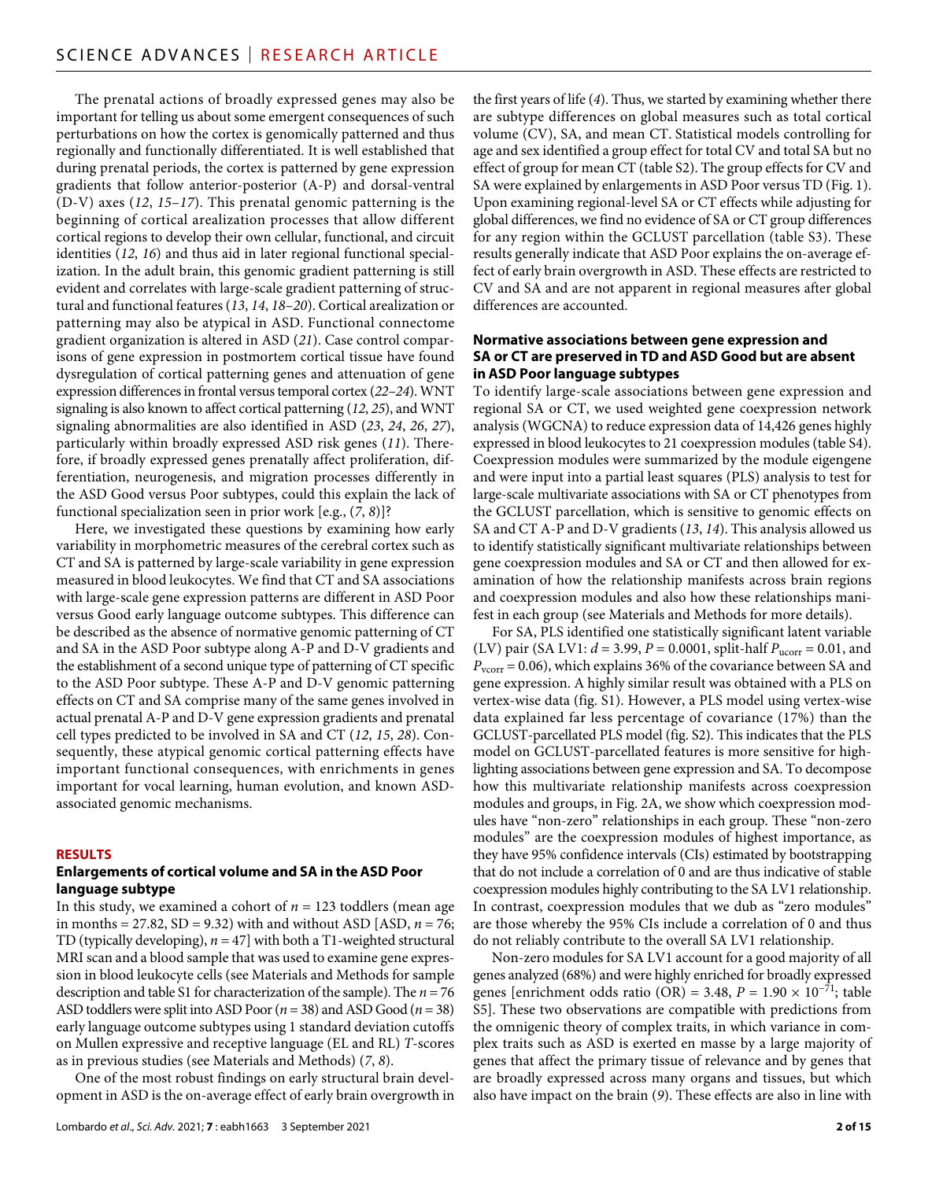The prenatal actions of broadly expressed genes may also be important for telling us about some emergent consequences of such perturbations on how the cortex is genomically patterned and thus regionally and functionally differentiated. It is well established that during prenatal periods, the cortex is patterned by gene expression gradients that follow anterior-posterior (A-P) and dorsal-ventral (D-V) axes (*12*, *15*–*17*). This prenatal genomic patterning is the beginning of cortical arealization processes that allow different cortical regions to develop their own cellular, functional, and circuit identities (*12*, *16*) and thus aid in later regional functional specialization. In the adult brain, this genomic gradient patterning is still evident and correlates with large-scale gradient patterning of structural and functional features (*13*, *14*, *18*–*20*). Cortical arealization or patterning may also be atypical in ASD. Functional connectome gradient organization is altered in ASD (*21*). Case control comparisons of gene expression in postmortem cortical tissue have found dysregulation of cortical patterning genes and attenuation of gene expression differences in frontal versus temporal cortex (*22*–*24*). WNT signaling is also known to affect cortical patterning (*12*, *25*), and WNT signaling abnormalities are also identified in ASD (*23*, *24*, *26*, *27*), particularly within broadly expressed ASD risk genes (*11*). Therefore, if broadly expressed genes prenatally affect proliferation, differentiation, neurogenesis, and migration processes differently in the ASD Good versus Poor subtypes, could this explain the lack of functional specialization seen in prior work [e.g., (*7*, *8*)]?

Here, we investigated these questions by examining how early variability in morphometric measures of the cerebral cortex such as CT and SA is patterned by large-scale variability in gene expression measured in blood leukocytes. We find that CT and SA associations with large-scale gene expression patterns are different in ASD Poor versus Good early language outcome subtypes. This difference can be described as the absence of normative genomic patterning of CT and SA in the ASD Poor subtype along A-P and D-V gradients and the establishment of a second unique type of patterning of CT specific to the ASD Poor subtype. These A-P and D-V genomic patterning effects on CT and SA comprise many of the same genes involved in actual prenatal A-P and D-V gene expression gradients and prenatal cell types predicted to be involved in SA and CT (*12*, *15*, *28*). Consequently, these atypical genomic cortical patterning effects have important functional consequences, with enrichments in genes important for vocal learning, human evolution, and known ASD-associated genomic mechanisms.

## RESULTS

### Enlargements of cortical volume and SA in the ASD Poor language subtype

In this study, we examined a cohort of $n = 123$ toddlers (mean age in months = 27.82, SD = 9.32) with and without ASD [ASD, $n = 76$; TD (typically developing), $n = 47$] with both a T1-weighted structural MRI scan and a blood sample that was used to examine gene expression in blood leukocyte cells (see Materials and Methods for sample description and table S1 for characterization of the sample). The $n = 76$ ASD toddlers were split into ASD Poor ($n = 38$) and ASD Good ($n = 38$) early language outcome subtypes using 1 standard deviation cutoffs on Mullen expressive and receptive language (EL and RL) *T*-scores as in previous studies (see Materials and Methods) (*7*, *8*).

One of the most robust findings on early structural brain development in ASD is the on-average effect of early brain overgrowth in the first years of life (*4*). Thus, we started by examining whether there are subtype differences on global measures such as total cortical volume (CV), SA, and mean CT. Statistical models controlling for age and sex identified a group effect for total CV and total SA but no effect of group for mean CT (table S2). The group effects for CV and SA were explained by enlargements in ASD Poor versus TD (Fig. 1). Upon examining regional-level SA or CT effects while adjusting for global differences, we find no evidence of SA or CT group differences for any region within the GCLUST parcellation (table S3). These results generally indicate that ASD Poor explains the on-average effect of early brain overgrowth in ASD. These effects are restricted to CV and SA and are not apparent in regional measures after global differences are accounted.

### Normative associations between gene expression and SA or CT are preserved in TD and ASD Good but are absent in ASD Poor language subtypes

To identify large-scale associations between gene expression and regional SA or CT, we used weighted gene coexpression network analysis (WGCNA) to reduce expression data of 14,426 genes highly expressed in blood leukocytes to 21 coexpression modules (table S4). Coexpression modules were summarized by the module eigengene and were input into a partial least squares (PLS) analysis to test for large-scale multivariate associations with SA or CT phenotypes from the GCLUST parcellation, which is sensitive to genomic effects on SA and CT A-P and D-V gradients (*13*, *14*). This analysis allowed us to identify statistically significant multivariate relationships between gene coexpression modules and SA or CT and then allowed for examination of how the relationship manifests across brain regions and coexpression modules and also how these relationships manifest in each group (see Materials and Methods for more details).

For SA, PLS identified one statistically significant latent variable (LV) pair (SA LV1: $d = 3.99$, $P = 0.0001$, split-half $P_{ucorr} = 0.01$, and $P_{vcorr} = 0.06$), which explains 36% of the covariance between SA and gene expression. A highly similar result was obtained with a PLS on vertex-wise data (fig. S1). However, a PLS model using vertex-wise data explained far less percentage of covariance (17%) than the GCLUST-parcellated PLS model (fig. S2). This indicates that the PLS model on GCLUST-parcellated features is more sensitive for highlighting associations between gene expression and SA. To decompose how this multivariate relationship manifests across coexpression modules and groups, in Fig. 2A, we show which coexpression modules have "non-zero" relationships in each group. These "non-zero modules" are the coexpression modules of highest importance, as they have 95% confidence intervals (CIs) estimated by bootstrapping that do not include a correlation of 0 and are thus indicative of stable coexpression modules highly contributing to the SA LV1 relationship. In contrast, coexpression modules that we dub as "zero modules" are those whereby the 95% CIs include a correlation of 0 and thus do not reliably contribute to the overall SA LV1 relationship.

Non-zero modules for SA LV1 account for a good majority of all genes analyzed (68%) and were highly enriched for broadly expressed genes [enrichment odds ratio (OR) = 3.48, $P = 1.90 \times 10^{-71}$; table S5]. These two observations are compatible with predictions from the omnigenic theory of complex traits, in which variance in complex traits such as ASD is exerted en masse by a large majority of genes that affect the primary tissue of relevance and by genes that are broadly expressed across many organs and tissues, but which also have impact on the brain (*9*). These effects are also in line with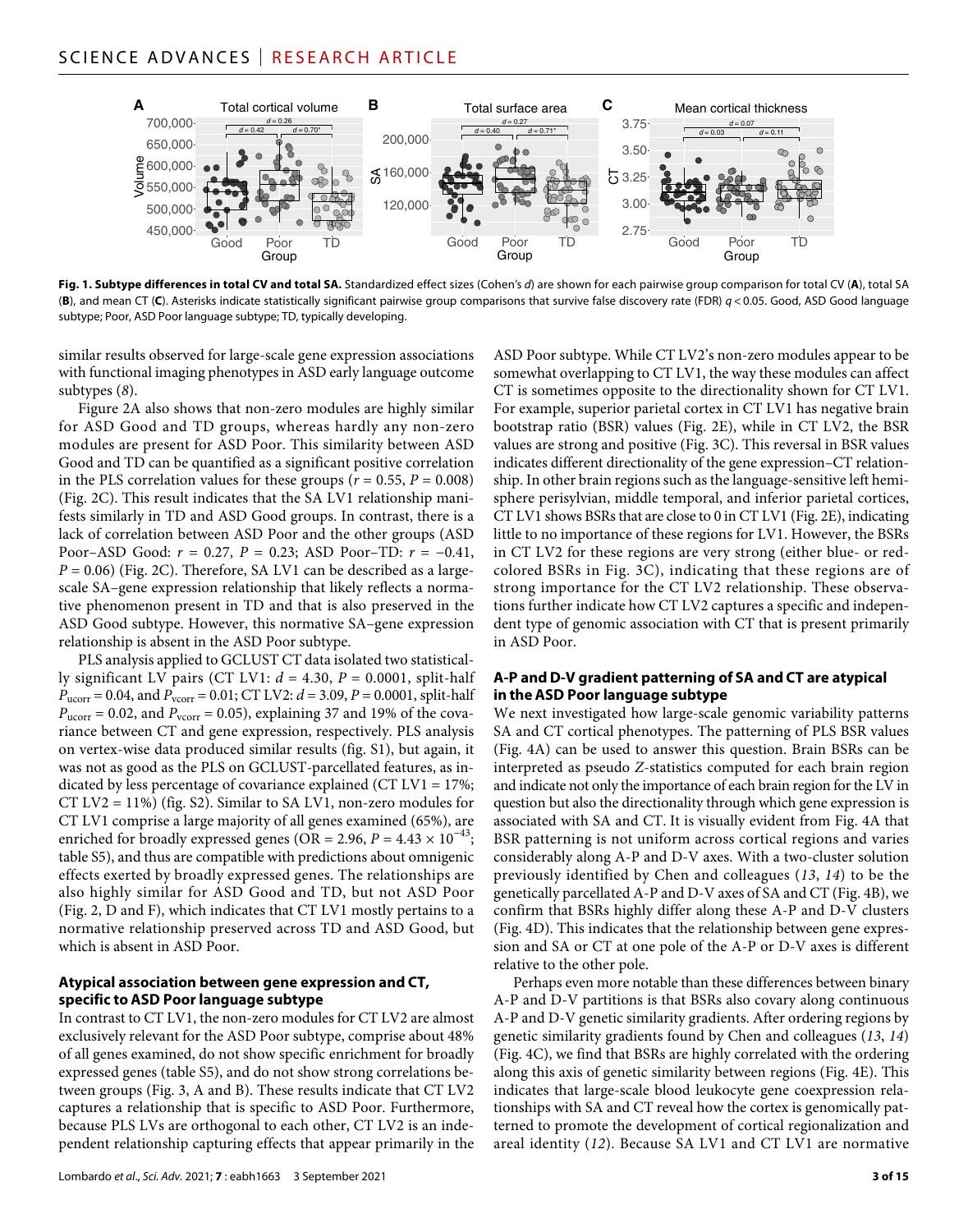**Fig. 1. Subtype differences in total CV and total SA.** Standardized effect sizes (Cohen's *d*) are shown for each pairwise group comparison for total CV (**A**), total SA (**B**), and mean CT (**C**). Asterisks indicate statistically significant pairwise group comparisons that survive false discovery rate (FDR) $q < 0.05$. Good, ASD Good language subtype; Poor, ASD Poor language subtype; TD, typically developing.

similar results observed for large-scale gene expression associations with functional imaging phenotypes in ASD early language outcome subtypes (8).

Figure 2A also shows that non-zero modules are highly similar for ASD Good and TD groups, whereas hardly any non-zero modules are present for ASD Poor. This similarity between ASD Good and TD can be quantified as a significant positive correlation in the PLS correlation values for these groups ($r = 0.55$, $P = 0.008$) (Fig. 2C). This result indicates that the SA LV1 relationship manifests similarly in TD and ASD Good groups. In contrast, there is a lack of correlation between ASD Poor and the other groups (ASD Poor–ASD Good: $r = 0.27$, $P = 0.23$; ASD Poor–TD: $r = -0.41$, $P = 0.06$) (Fig. 2C). Therefore, SA LV1 can be described as a large-scale SA–gene expression relationship that likely reflects a normative phenomenon present in TD and that is also preserved in the ASD Good subtype. However, this normative SA–gene expression relationship is absent in the ASD Poor subtype.

PLS analysis applied to GCLUST CT data isolated two statistically significant LV pairs (CT LV1: $d = 4.30$, $P = 0.0001$, split-half $P_{ucorr} = 0.04$, and $P_{vcorr} = 0.01$; CT LV2: $d = 3.09$, $P = 0.0001$, split-half $P_{ucorr} = 0.02$, and $P_{vcorr} = 0.05$), explaining 37 and 19% of the covariance between CT and gene expression, respectively. PLS analysis on vertex-wise data produced similar results (fig. S1), but again, it was not as good as the PLS on GCLUST-parcellated features, as indicated by less percentage of covariance explained (CT LV1 = 17%; CT LV2 = 11%) (fig. S2). Similar to SA LV1, non-zero modules for CT LV1 comprise a large majority of all genes examined (65%), are enriched for broadly expressed genes (OR = 2.96, $P = 4.43 \times 10^{-43}$; table S5), and thus are compatible with predictions about omnigenic effects exerted by broadly expressed genes. The relationships are also highly similar for ASD Good and TD, but not ASD Poor (Fig. 2, D and F), which indicates that CT LV1 mostly pertains to a normative relationship preserved across TD and ASD Good, but which is absent in ASD Poor.

### Atypical association between gene expression and CT, specific to ASD Poor language subtype

In contrast to CT LV1, the non-zero modules for CT LV2 are almost exclusively relevant for the ASD Poor subtype, comprise about 48% of all genes examined, do not show specific enrichment for broadly expressed genes (table S5), and do not show strong correlations between groups (Fig. 3, A and B). These results indicate that CT LV2 captures a relationship that is specific to ASD Poor. Furthermore, because PLS LVs are orthogonal to each other, CT LV2 is an independent relationship capturing effects that appear primarily in the ASD Poor subtype. While CT LV2's non-zero modules appear to be somewhat overlapping to CT LV1, the way these modules can affect CT is sometimes opposite to the directionality shown for CT LV1. For example, superior parietal cortex in CT LV1 has negative brain bootstrap ratio (BSR) values (Fig. 2E), while in CT LV2, the BSR values are strong and positive (Fig. 3C). This reversal in BSR values indicates different directionality of the gene expression–CT relationship. In other brain regions such as the language-sensitive left hemisphere perisylvian, middle temporal, and inferior parietal cortices, CT LV1 shows BSRs that are close to 0 in CT LV1 (Fig. 2E), indicating little to no importance of these regions for LV1. However, the BSRs in CT LV2 for these regions are very strong (either blue- or red-colored BSRs in Fig. 3C), indicating that these regions are of strong importance for the CT LV2 relationship. These observations further indicate how CT LV2 captures a specific and independent type of genomic association with CT that is present primarily in ASD Poor.

### A-P and D-V gradient patterning of SA and CT are atypical in the ASD Poor language subtype

We next investigated how large-scale genomic variability patterns SA and CT cortical phenotypes. The patterning of PLS BSR values (Fig. 4A) can be used to answer this question. Brain BSRs can be interpreted as pseudo *Z*-statistics computed for each brain region and indicate not only the importance of each brain region for the LV in question but also the directionality through which gene expression is associated with SA and CT. It is visually evident from Fig. 4A that BSR patterning is not uniform across cortical regions and varies considerably along A-P and D-V axes. With a two-cluster solution previously identified by Chen and colleagues (13, 14) to be the genetically parcellated A-P and D-V axes of SA and CT (Fig. 4B), we confirm that BSRs highly differ along these A-P and D-V clusters (Fig. 4D). This indicates that the relationship between gene expression and SA or CT at one pole of the A-P or D-V axes is different relative to the other pole.

Perhaps even more notable than these differences between binary A-P and D-V partitions is that BSRs also covary along continuous A-P and D-V genetic similarity gradients. After ordering regions by genetic similarity gradients found by Chen and colleagues (13, 14) (Fig. 4C), we find that BSRs are highly correlated with the ordering along this axis of genetic similarity between regions (Fig. 4E). This indicates that large-scale blood leukocyte gene coexpression relationships with SA and CT reveal how the cortex is genomically patterned to promote the development of cortical regionalization and areal identity (12). Because SA LV1 and CT LV1 are normative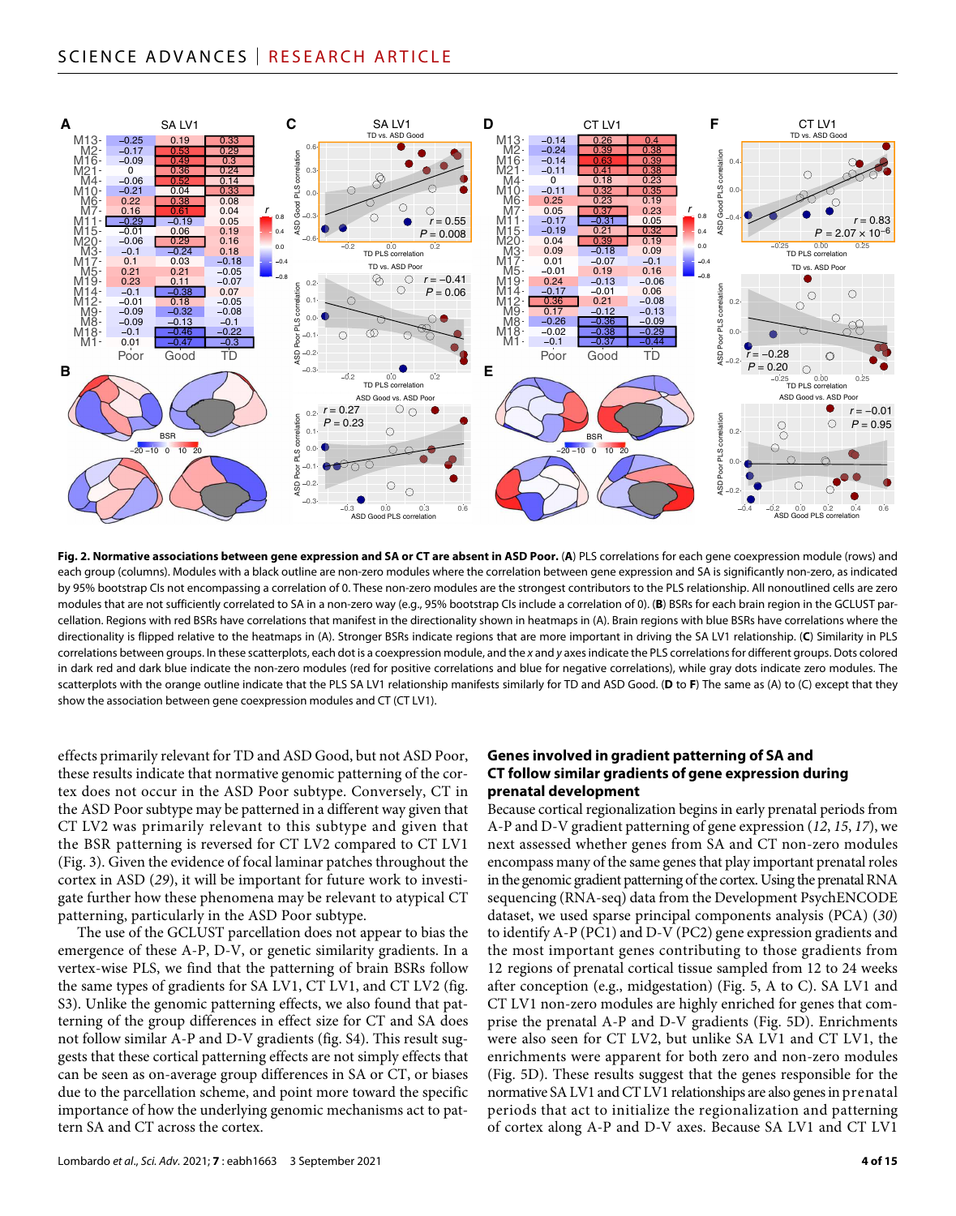**Fig. 2. Normative associations between gene expression and SA or CT are absent in ASD Poor.** (**A**) PLS correlations for each gene coexpression module (rows) and each group (columns). Modules with a black outline are non-zero modules where the correlation between gene expression and SA is significantly non-zero, as indicated by 95% bootstrap CIs not encompassing a correlation of 0. These non-zero modules are the strongest contributors to the PLS relationship. All nonoutlined cells are zero modules that are not sufficiently correlated to SA in a non-zero way (e.g., 95% bootstrap CIs include a correlation of 0). (**B**) BSRs for each brain region in the GCLUST parcellation. Regions with red BSRs have correlations that manifest in the directionality shown in heatmaps in (A). Brain regions with blue BSRs have correlations where the directionality is flipped relative to the heatmaps in (A). Stronger BSRs indicate regions that are more important in driving the SA LV1 relationship. (**C**) Similarity in PLS correlations between groups. In these scatterplots, each dot is a coexpression module, and the *x* and *y* axes indicate the PLS correlations for different groups. Dots colored in dark red and dark blue indicate the non-zero modules (red for positive correlations and blue for negative correlations), while gray dots indicate zero modules. The scatterplots with the orange outline indicate that the PLS SA LV1 relationship manifests similarly for TD and ASD Good. (**D** to **F**) The same as (A) to (C) except that they show the association between gene coexpression modules and CT (CT LV1).

effects primarily relevant for TD and ASD Good, but not ASD Poor, these results indicate that normative genomic patterning of the cortex does not occur in the ASD Poor subtype. Conversely, CT in the ASD Poor subtype may be patterned in a different way given that CT LV2 was primarily relevant to this subtype and given that the BSR patterning is reversed for CT LV2 compared to CT LV1 (Fig. 3). Given the evidence of focal laminar patches throughout the cortex in ASD (*29*), it will be important for future work to investigate further how these phenomena may be relevant to atypical CT patterning, particularly in the ASD Poor subtype.

The use of the GCLUST parcellation does not appear to bias the emergence of these A-P, D-V, or genetic similarity gradients. In a vertex-wise PLS, we find that the patterning of brain BSRs follow the same types of gradients for SA LV1, CT LV1, and CT LV2 (fig. S3). Unlike the genomic patterning effects, we also found that patterning of the group differences in effect size for CT and SA does not follow similar A-P and D-V gradients (fig. S4). This result suggests that these cortical patterning effects are not simply effects that can be seen as on-average group differences in SA or CT, or biases due to the parcellation scheme, and point more toward the specific importance of how the underlying genomic mechanisms act to pattern SA and CT across the cortex.

### Genes involved in gradient patterning of SA and CT follow similar gradients of gene expression during prenatal development

Because cortical regionalization begins in early prenatal periods from A-P and D-V gradient patterning of gene expression (*12*, *15*, *17*), we next assessed whether genes from SA and CT non-zero modules encompass many of the same genes that play important prenatal roles in the genomic gradient patterning of the cortex. Using the prenatal RNA sequencing (RNA-seq) data from the Development PsychENCODE dataset, we used sparse principal components analysis (PCA) (*30*) to identify A-P (PC1) and D-V (PC2) gene expression gradients and the most important genes contributing to those gradients from 12 regions of prenatal cortical tissue sampled from 12 to 24 weeks after conception (e.g., midgestation) (Fig. 5, A to C). SA LV1 and CT LV1 non-zero modules are highly enriched for genes that comprise the prenatal A-P and D-V gradients (Fig. 5D). Enrichments were also seen for CT LV2, but unlike SA LV1 and CT LV1, the enrichments were apparent for both zero and non-zero modules (Fig. 5D). These results suggest that the genes responsible for the normative SA LV1 and CT LV1 relationships are also genes in prenatal periods that act to initialize the regionalization and patterning of cortex along A-P and D-V axes. Because SA LV1 and CT LV1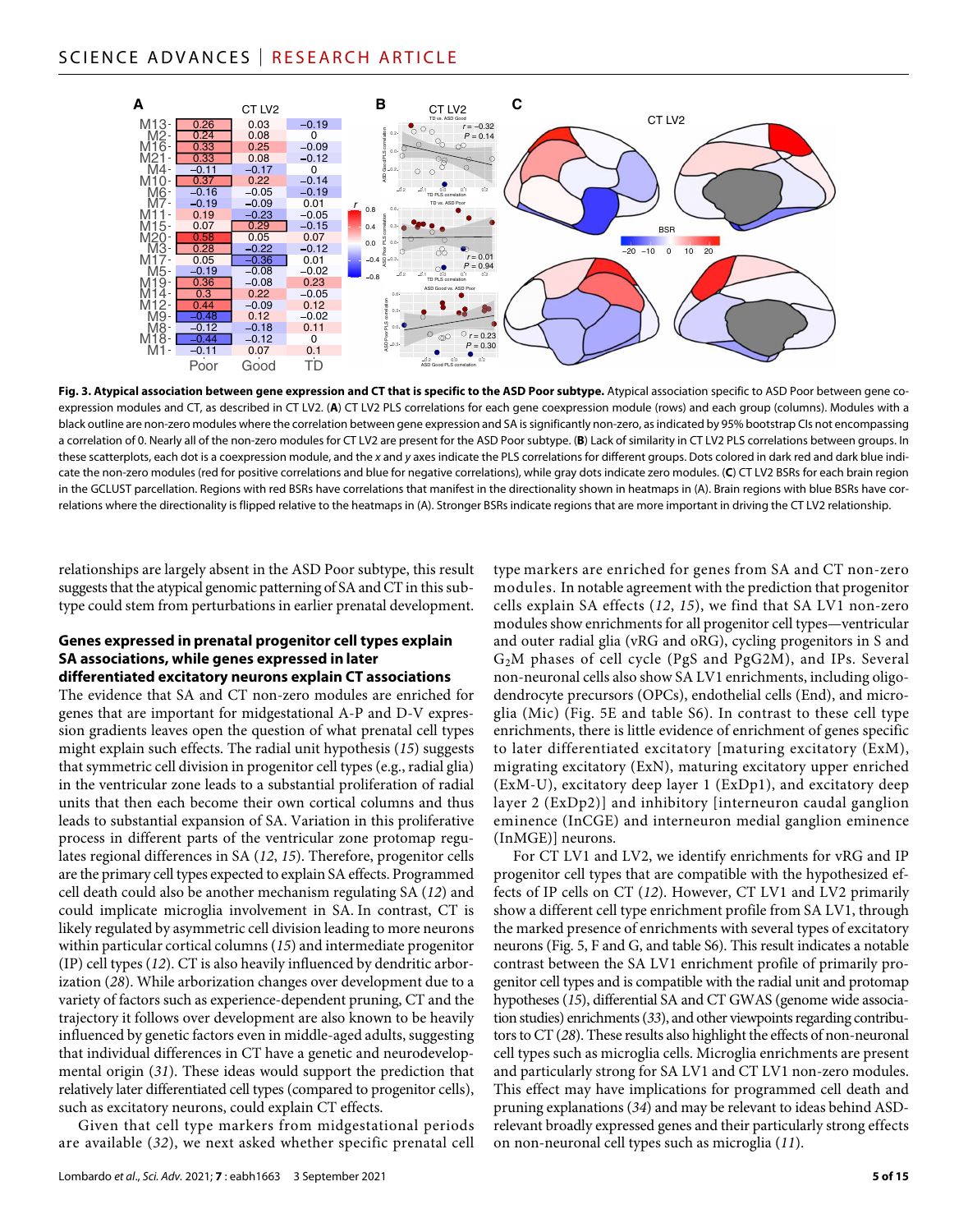**Fig. 3. Atypical association between gene expression and CT that is specific to the ASD Poor subtype.** Atypical association specific to ASD Poor between gene coexpression modules and CT, as described in CT LV2. (**A**) CT LV2 PLS correlations for each gene coexpression module (rows) and each group (columns). Modules with a black outline are non-zero modules where the correlation between gene expression and SA is significantly non-zero, as indicated by 95% bootstrap CIs not encompassing a correlation of 0. Nearly all of the non-zero modules for CT LV2 are present for the ASD Poor subtype. (**B**) Lack of similarity in CT LV2 PLS correlations between groups. In these scatterplots, each dot is a coexpression module, and the *x* and *y* axes indicate the PLS correlations for different groups. Dots colored in dark red and dark blue indicate the non-zero modules (red for positive correlations and blue for negative correlations), while gray dots indicate zero modules. (**C**) CT LV2 BSRs for each brain region in the GCLUST parcellation. Regions with red BSRs have correlations that manifest in the directionality shown in heatmaps in (A). Brain regions with blue BSRs have correlations where the directionality is flipped relative to the heatmaps in (A). Stronger BSRs indicate regions that are more important in driving the CT LV2 relationship.

relationships are largely absent in the ASD Poor subtype, this result suggests that the atypical genomic patterning of SA and CT in this subtype could stem from perturbations in earlier prenatal development.

### Genes expressed in prenatal progenitor cell types explain SA associations, while genes expressed in later differentiated excitatory neurons explain CT associations

The evidence that SA and CT non-zero modules are enriched for genes that are important for midgestational A-P and D-V expression gradients leaves open the question of what prenatal cell types might explain such effects. The radial unit hypothesis (*15*) suggests that symmetric cell division in progenitor cell types (e.g., radial glia) in the ventricular zone leads to a substantial proliferation of radial units that then each become their own cortical columns and thus leads to substantial expansion of SA. Variation in this proliferative process in different parts of the ventricular zone protomap regulates regional differences in SA (*12*, *15*). Therefore, progenitor cells are the primary cell types expected to explain SA effects. Programmed cell death could also be another mechanism regulating SA (*12*) and could implicate microglia involvement in SA. In contrast, CT is likely regulated by asymmetric cell division leading to more neurons within particular cortical columns (*15*) and intermediate progenitor (IP) cell types (*12*). CT is also heavily influenced by dendritic arborization (*28*). While arborization changes over development due to a variety of factors such as experience-dependent pruning, CT and the trajectory it follows over development are also known to be heavily influenced by genetic factors even in middle-aged adults, suggesting that individual differences in CT have a genetic and neurodevelopmental origin (*31*). These ideas would support the prediction that relatively later differentiated cell types (compared to progenitor cells), such as excitatory neurons, could explain CT effects.

Given that cell type markers from midgestational periods are available (*32*), we next asked whether specific prenatal cell type markers are enriched for genes from SA and CT non-zero modules. In notable agreement with the prediction that progenitor cells explain SA effects (*12*, *15*), we find that SA LV1 non-zero modules show enrichments for all progenitor cell types—ventricular and outer radial glia (vRG and oRG), cycling progenitors in S and $G_2M$ phases of cell cycle (PgS and PgG2M), and IPs. Several non-neuronal cells also show SA LV1 enrichments, including oligodendrocyte precursors (OPCs), endothelial cells (End), and microglia (Mic) (Fig. 5E and table S6). In contrast to these cell type enrichments, there is little evidence of enrichment of genes specific to later differentiated excitatory [maturing excitatory (ExM), migrating excitatory (ExN), maturing excitatory upper enriched (ExM-U), excitatory deep layer 1 (ExDp1), and excitatory deep layer 2 (ExDp2)] and inhibitory [interneuron caudal ganglion eminence (InCGE) and interneuron medial ganglion eminence (InMGE)] neurons.

For CT LV1 and LV2, we identify enrichments for vRG and IP progenitor cell types that are compatible with the hypothesized effects of IP cells on CT (*12*). However, CT LV1 and LV2 primarily show a different cell type enrichment profile from SA LV1, through the marked presence of enrichments with several types of excitatory neurons (Fig. 5, F and G, and table S6). This result indicates a notable contrast between the SA LV1 enrichment profile of primarily progenitor cell types and is compatible with the radial unit and protomap hypotheses (*15*), differential SA and CT GWAS (genome wide association studies) enrichments (*33*), and other viewpoints regarding contributors to CT (*28*). These results also highlight the effects of non-neuronal cell types such as microglia cells. Microglia enrichments are present and particularly strong for SA LV1 and CT LV1 non-zero modules. This effect may have implications for programmed cell death and pruning explanations (*34*) and may be relevant to ideas behind ASD-relevant broadly expressed genes and their particularly strong effects on non-neuronal cell types such as microglia (*11*).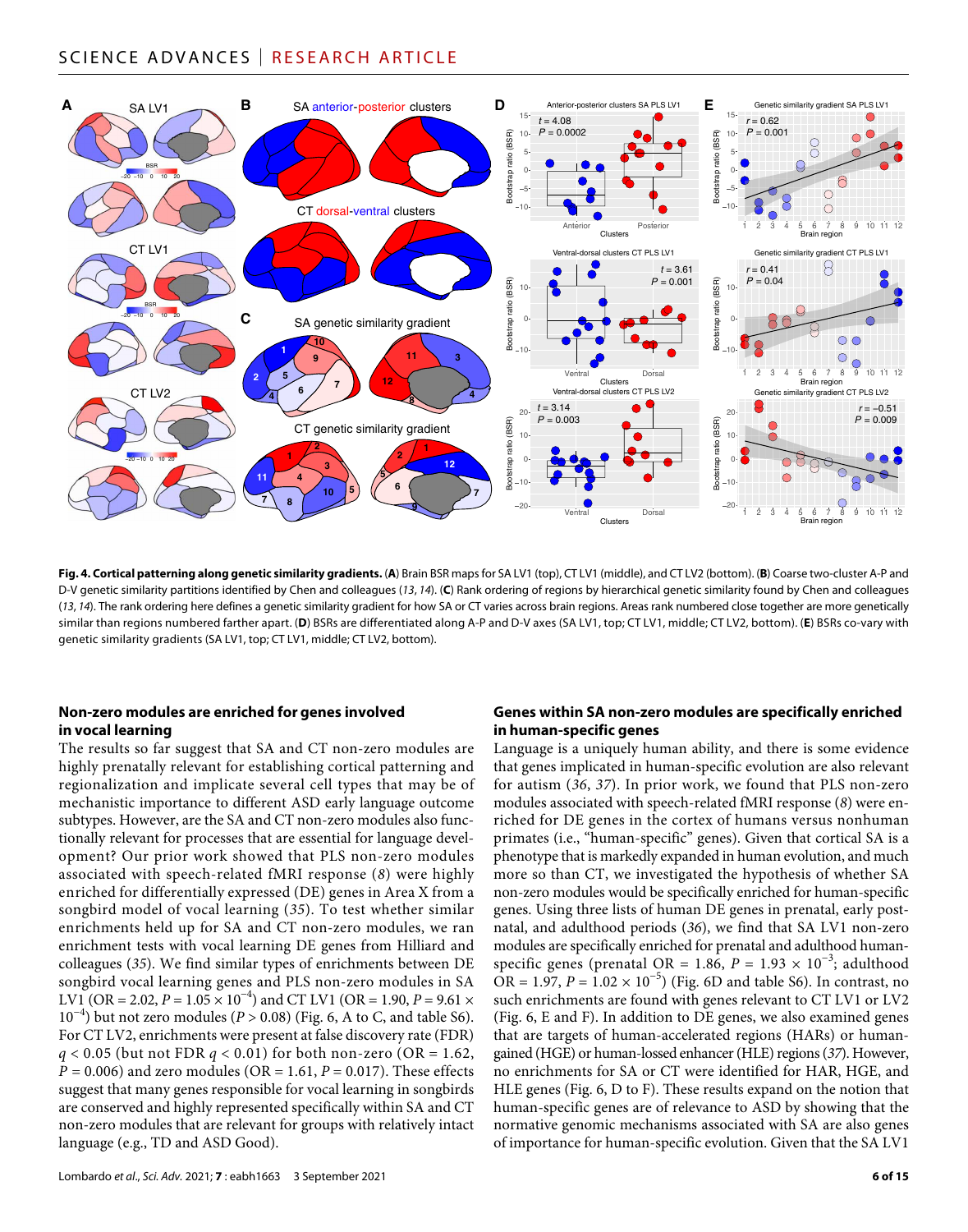**Fig. 4. Cortical patterning along genetic similarity gradients.** (**A**) Brain BSR maps for SA LV1 (top), CT LV1 (middle), and CT LV2 (bottom). (**B**) Coarse two-cluster A-P and D-V genetic similarity partitions identified by Chen and colleagues (*13*, *14*). (**C**) Rank ordering of regions by hierarchical genetic similarity found by Chen and colleagues (*13*, *14*). The rank ordering here defines a genetic similarity gradient for how SA or CT varies across brain regions. Areas rank numbered close together are more genetically similar than regions numbered farther apart. (**D**) BSRs are differentiated along A-P and D-V axes (SA LV1, top; CT LV1, middle; CT LV2, bottom). (**E**) BSRs co-vary with genetic similarity gradients (SA LV1, top; CT LV1, middle; CT LV2, bottom).

### Non-zero modules are enriched for genes involved in vocal learning

The results so far suggest that SA and CT non-zero modules are highly prenatally relevant for establishing cortical patterning and regionalization and implicate several cell types that may be of mechanistic importance to different ASD early language outcome subtypes. However, are the SA and CT non-zero modules also functionally relevant for processes that are essential for language development? Our prior work showed that PLS non-zero modules associated with speech-related fMRI response (*8*) were highly enriched for differentially expressed (DE) genes in Area X from a songbird model of vocal learning (*35*). To test whether similar enrichments held up for SA and CT non-zero modules, we ran enrichment tests with vocal learning DE genes from Hilliard and colleagues (*35*). We find similar types of enrichments between DE songbird vocal learning genes and PLS non-zero modules in SA LV1 (OR = 2.02, $P = 1.05 \times 10^{-4}$) and CT LV1 (OR = 1.90, $P = 9.61 \times 10^{-4}$) but not zero modules ($P > 0.08$) (Fig. 6, A to C, and table S6). For CT LV2, enrichments were present at false discovery rate (FDR) $q < 0.05$ (but not FDR $q < 0.01$) for both non-zero (OR = 1.62, $P = 0.006$) and zero modules (OR = 1.61, $P = 0.017$). These effects suggest that many genes responsible for vocal learning in songbirds are conserved and highly represented specifically within SA and CT non-zero modules that are relevant for groups with relatively intact language (e.g., TD and ASD Good).

### Genes within SA non-zero modules are specifically enriched in human-specific genes

Language is a uniquely human ability, and there is some evidence that genes implicated in human-specific evolution are also relevant for autism (*36*, *37*). In prior work, we found that PLS non-zero modules associated with speech-related fMRI response (*8*) were enriched for DE genes in the cortex of humans versus nonhuman primates (i.e., "human-specific" genes). Given that cortical SA is a phenotype that is markedly expanded in human evolution, and much more so than CT, we investigated the hypothesis of whether SA non-zero modules would be specifically enriched for human-specific genes. Using three lists of human DE genes in prenatal, early postnatal, and adulthood periods (*36*), we find that SA LV1 non-zero modules are specifically enriched for prenatal and adulthood human-specific genes (prenatal OR = 1.86, $P = 1.93 \times 10^{-3}$; adulthood OR = 1.97, $P = 1.02 \times 10^{-5}$) (Fig. 6D and table S6). In contrast, no such enrichments are found with genes relevant to CT LV1 or LV2 (Fig. 6, E and F). In addition to DE genes, we also examined genes that are targets of human-accelerated regions (HARs) or human-gained (HGE) or human-lossed enhancer (HLE) regions (*37*). However, no enrichments for SA or CT were identified for HAR, HGE, and HLE genes (Fig. 6, D to F). These results expand on the notion that human-specific genes are of relevance to ASD by showing that the normative genomic mechanisms associated with SA are also genes of importance for human-specific evolution. Given that the SA LV1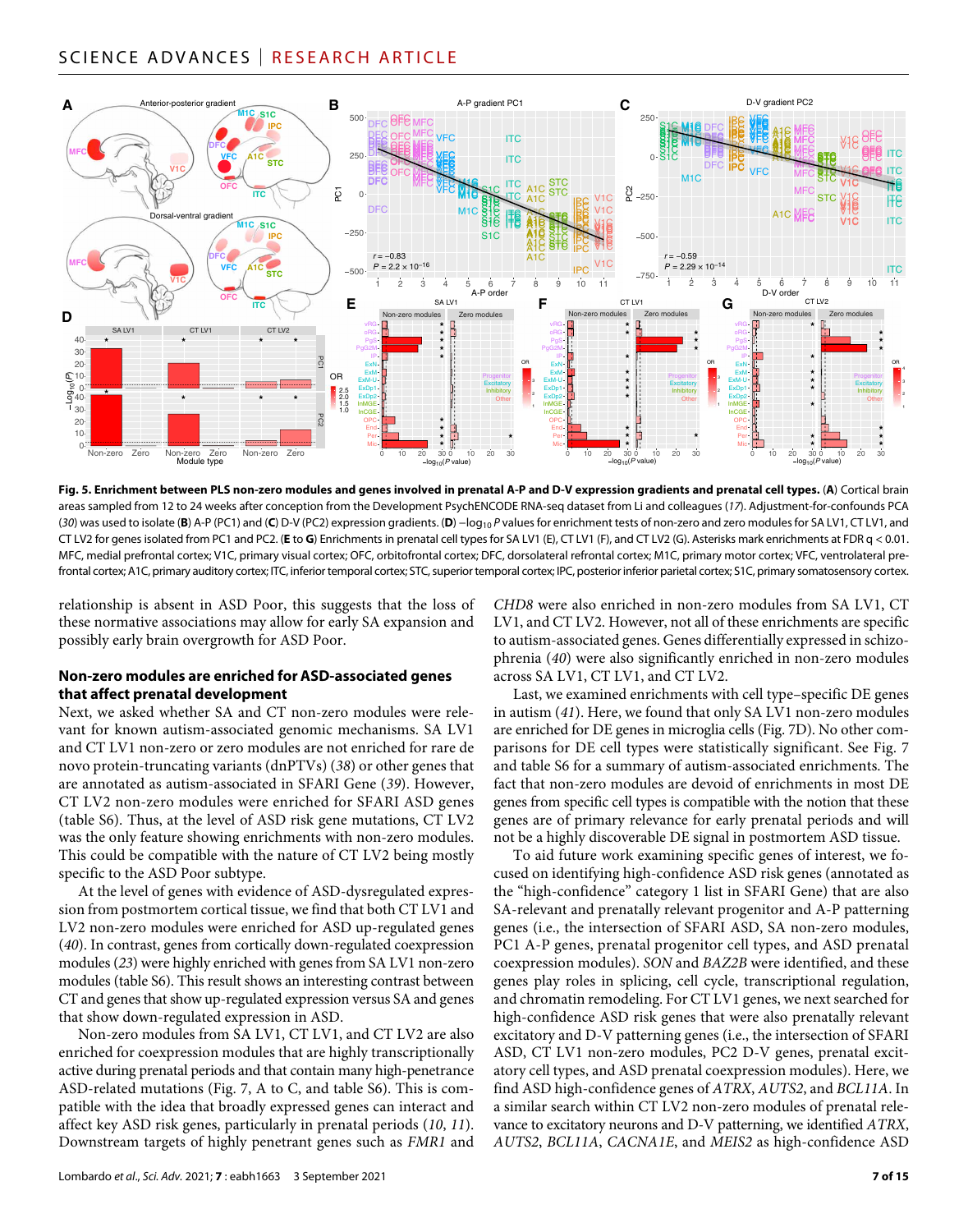**Fig. 5. Enrichment between PLS non-zero modules and genes involved in prenatal A-P and D-V expression gradients and prenatal cell types.** (**A**) Cortical brain areas sampled from 12 to 24 weeks after conception from the Development PsychENCODE RNA-seq dataset from Li and colleagues (*17*). Adjustment-for-confounds PCA (*30*) was used to isolate (**B**) A-P (PC1) and (**C**) D-V (PC2) expression gradients. (**D**) $-\log_{10} P$ values for enrichment tests of non-zero and zero modules for SA LV1, CT LV1, and CT LV2 for genes isolated from PC1 and PC2. (**E** to **G**) Enrichments in prenatal cell types for SA LV1 (E), CT LV1 (F), and CT LV2 (G). Asterisks mark enrichments at FDR $q < 0.01$. MFC, medial prefrontal cortex; V1C, primary visual cortex; OFC, orbitofrontal cortex; DFC, dorsolateral refrontal cortex; M1C, primary motor cortex; VFC, ventrolateral prefrontal cortex; A1C, primary auditory cortex; ITC, inferior temporal cortex; STC, superior temporal cortex; IPC, posterior inferior parietal cortex; S1C, primary somatosensory cortex.

relationship is absent in ASD Poor, this suggests that the loss of these normative associations may allow for early SA expansion and possibly early brain overgrowth for ASD Poor.

## Non-zero modules are enriched for ASD-associated genes that affect prenatal development

Next, we asked whether SA and CT non-zero modules were relevant for known autism-associated genomic mechanisms. SA LV1 and CT LV1 non-zero or zero modules are not enriched for rare de novo protein-truncating variants (dnPTVs) (*38*) or other genes that are annotated as autism-associated in SFARI Gene (*39*). However, CT LV2 non-zero modules were enriched for SFARI ASD genes (table S6). Thus, at the level of ASD risk gene mutations, CT LV2 was the only feature showing enrichments with non-zero modules. This could be compatible with the nature of CT LV2 being mostly specific to the ASD Poor subtype.

At the level of genes with evidence of ASD-dysregulated expression from postmortem cortical tissue, we find that both CT LV1 and LV2 non-zero modules were enriched for ASD up-regulated genes (*40*). In contrast, genes from cortically down-regulated coexpression modules (*23*) were highly enriched with genes from SA LV1 non-zero modules (table S6). This result shows an interesting contrast between CT and genes that show up-regulated expression versus SA and genes that show down-regulated expression in ASD.

Non-zero modules from SA LV1, CT LV1, and CT LV2 are also enriched for coexpression modules that are highly transcriptionally active during prenatal periods and that contain many high-penetrance ASD-related mutations (Fig. 7, A to C, and table S6). This is compatible with the idea that broadly expressed genes can interact and affect key ASD risk genes, particularly in prenatal periods (*10*, *11*). Downstream targets of highly penetrant genes such as *FMR1* and *CHD8* were also enriched in non-zero modules from SA LV1, CT LV1, and CT LV2. However, not all of these enrichments are specific to autism-associated genes. Genes differentially expressed in schizophrenia (*40*) were also significantly enriched in non-zero modules across SA LV1, CT LV1, and CT LV2.

Last, we examined enrichments with cell type–specific DE genes in autism (*41*). Here, we found that only SA LV1 non-zero modules are enriched for DE genes in microglia cells (Fig. 7D). No other comparisons for DE cell types were statistically significant. See Fig. 7 and table S6 for a summary of autism-associated enrichments. The fact that non-zero modules are devoid of enrichments in most DE genes from specific cell types is compatible with the notion that these genes are of primary relevance for early prenatal periods and will not be a highly discoverable DE signal in postmortem ASD tissue.

To aid future work examining specific genes of interest, we focused on identifying high-confidence ASD risk genes (annotated as the "high-confidence" category 1 list in SFARI Gene) that are also SA-relevant and prenatally relevant progenitor and A-P patterning genes (i.e., the intersection of SFARI ASD, SA non-zero modules, PC1 A-P genes, prenatal progenitor cell types, and ASD prenatal coexpression modules). *SON* and *BAZ2B* were identified, and these genes play roles in splicing, cell cycle, transcriptional regulation, and chromatin remodeling. For CT LV1 genes, we next searched for high-confidence ASD risk genes that were also prenatally relevant excitatory and D-V patterning genes (i.e., the intersection of SFARI ASD, CT LV1 non-zero modules, PC2 D-V genes, prenatal excitatory cell types, and ASD prenatal coexpression modules). Here, we find ASD high-confidence genes of *ATRX*, *AUTS2*, and *BCL11A*. In a similar search within CT LV2 non-zero modules of prenatal relevance to excitatory neurons and D-V patterning, we identified *ATRX*, *AUTS2*, *BCL11A*, *CACNA1E*, and *MEIS2* as high-confidence ASD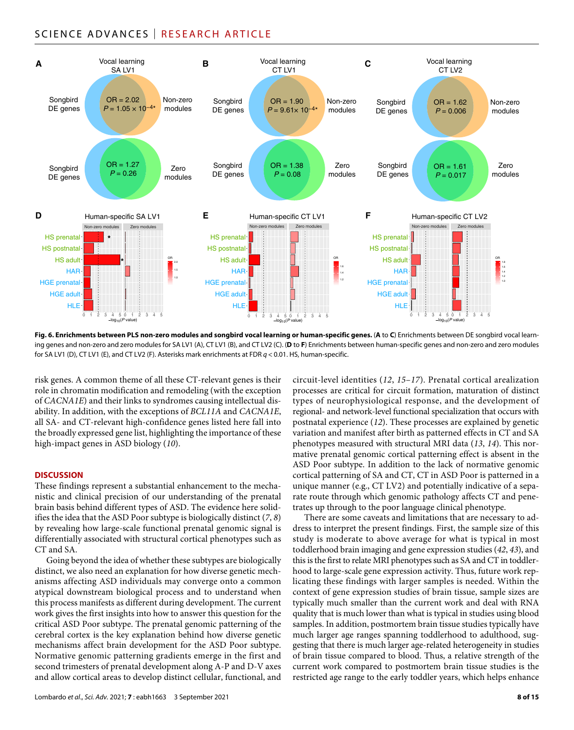**Fig. 6. Enrichments between PLS non-zero modules and songbird vocal learning or human-specific genes.** (**A** to **C**) Enrichments between DE songbird vocal learning genes and non-zero and zero modules for SA LV1 (A), CT LV1 (B), and CT LV2 (C). (**D** to **F**) Enrichments between human-specific genes and non-zero and zero modules for SA LV1 (D), CT LV1 (E), and CT LV2 (F). Asterisks mark enrichments at FDR $q < 0.01$. HS, human-specific.

risk genes. A common theme of all these CT-relevant genes is their role in chromatin modification and remodeling (with the exception of *CACNA1E*) and their links to syndromes causing intellectual disability. In addition, with the exceptions of *BCL11A* and *CACNA1E*, all SA- and CT-relevant high-confidence genes listed here fall into the broadly expressed gene list, highlighting the importance of these high-impact genes in ASD biology (*10*).

## DISCUSSION

These findings represent a substantial enhancement to the mechanistic and clinical precision of our understanding of the prenatal brain basis behind different types of ASD. The evidence here solidifies the idea that the ASD Poor subtype is biologically distinct (*7*, *8*) by revealing how large-scale functional prenatal genomic signal is differentially associated with structural cortical phenotypes such as CT and SA.

Going beyond the idea of whether these subtypes are biologically distinct, we also need an explanation for how diverse genetic mechanisms affecting ASD individuals may converge onto a common atypical downstream biological process and to understand when this process manifests as different during development. The current work gives the first insights into how to answer this question for the critical ASD Poor subtype. The prenatal genomic patterning of the cerebral cortex is the key explanation behind how diverse genetic mechanisms affect brain development for the ASD Poor subtype. Normative genomic patterning gradients emerge in the first and second trimesters of prenatal development along A-P and D-V axes and allow cortical areas to develop distinct cellular, functional, and circuit-level identities (*12*, *15*–*17*). Prenatal cortical arealization processes are critical for circuit formation, maturation of distinct types of neurophysiological response, and the development of regional- and network-level functional specialization that occurs with postnatal experience (*12*). These processes are explained by genetic variation and manifest after birth as patterned effects in CT and SA phenotypes measured with structural MRI data (*13*, *14*). This normative prenatal genomic cortical patterning effect is absent in the ASD Poor subtype. In addition to the lack of normative genomic cortical patterning of SA and CT, CT in ASD Poor is patterned in a unique manner (e.g., CT LV2) and potentially indicative of a separate route through which genomic pathology affects CT and penetrates up through to the poor language clinical phenotype.

There are some caveats and limitations that are necessary to address to interpret the present findings. First, the sample size of this study is moderate to above average for what is typical in most toddlerhood brain imaging and gene expression studies (*42*, *43*), and this is the first to relate MRI phenotypes such as SA and CT in toddlerhood to large-scale gene expression activity. Thus, future work replicating these findings with larger samples is needed. Within the context of gene expression studies of brain tissue, sample sizes are typically much smaller than the current work and deal with RNA quality that is much lower than what is typical in studies using blood samples. In addition, postmortem brain tissue studies typically have much larger age ranges spanning toddlerhood to adulthood, suggesting that there is much larger age-related heterogeneity in studies of brain tissue compared to blood. Thus, a relative strength of the current work compared to postmortem brain tissue studies is the restricted age range to the early toddler years, which helps enhance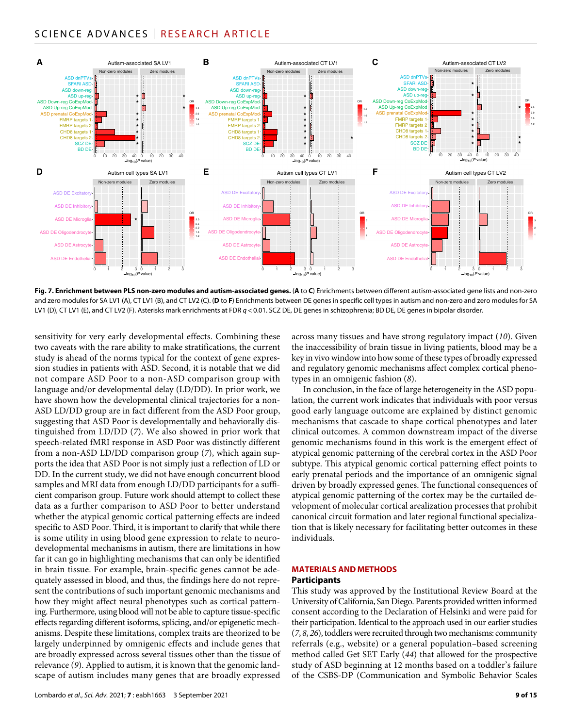**Fig. 7. Enrichment between PLS non-zero modules and autism-associated genes.** (**A** to **C**) Enrichments between different autism-associated gene lists and non-zero and zero modules for SA LV1 (A), CT LV1 (B), and CT LV2 (C). (**D** to **F**) Enrichments between DE genes in specific cell types in autism and non-zero and zero modules for SA LV1 (D), CT LV1 (E), and CT LV2 (F). Asterisks mark enrichments at FDR $q < 0.01$. SCZ DE, DE genes in schizophrenia; BD DE, DE genes in bipolar disorder.

sensitivity for very early developmental effects. Combining these two caveats with the rare ability to make stratifications, the current study is ahead of the norms typical for the context of gene expression studies in patients with ASD. Second, it is notable that we did not compare ASD Poor to a non-ASD comparison group with language and/or developmental delay (LD/DD). In prior work, we have shown how the developmental clinical trajectories for a non-ASD LD/DD group are in fact different from the ASD Poor group, suggesting that ASD Poor is developmentally and behaviorally distinguished from LD/DD (*7*). We also showed in prior work that speech-related fMRI response in ASD Poor was distinctly different from a non-ASD LD/DD comparison group (*7*), which again supports the idea that ASD Poor is not simply just a reflection of LD or DD. In the current study, we did not have enough concurrent blood samples and MRI data from enough LD/DD participants for a sufficient comparison group. Future work should attempt to collect these data as a further comparison to ASD Poor to better understand whether the atypical genomic cortical patterning effects are indeed specific to ASD Poor. Third, it is important to clarify that while there is some utility in using blood gene expression to relate to neurodevelopmental mechanisms in autism, there are limitations in how far it can go in highlighting mechanisms that can only be identified in brain tissue. For example, brain-specific genes cannot be adequately assessed in blood, and thus, the findings here do not represent the contributions of such important genomic mechanisms and how they might affect neural phenotypes such as cortical patterning. Furthermore, using blood will not be able to capture tissue-specific effects regarding different isoforms, splicing, and/or epigenetic mechanisms. Despite these limitations, complex traits are theorized to be largely underpinned by omnigenic effects and include genes that are broadly expressed across several tissues other than the tissue of relevance (*9*). Applied to autism, it is known that the genomic landscape of autism includes many genes that are broadly expressed across many tissues and have strong regulatory impact (*10*). Given the inaccessibility of brain tissue in living patients, blood may be a key in vivo window into how some of these types of broadly expressed and regulatory genomic mechanisms affect complex cortical phenotypes in an omnigenic fashion (*8*).

In conclusion, in the face of large heterogeneity in the ASD population, the current work indicates that individuals with poor versus good early language outcome are explained by distinct genomic mechanisms that cascade to shape cortical phenotypes and later clinical outcomes. A common downstream impact of the diverse genomic mechanisms found in this work is the emergent effect of atypical genomic patterning of the cerebral cortex in the ASD Poor subtype. This atypical genomic cortical patterning effect points to early prenatal periods and the importance of an omnigenic signal driven by broadly expressed genes. The functional consequences of atypical genomic patterning of the cortex may be the curtailed development of molecular cortical arealization processes that prohibit canonical circuit formation and later regional functional specialization that is likely necessary for facilitating better outcomes in these individuals.

## MATERIALS AND METHODS

### Participants

This study was approved by the Institutional Review Board at the University of California, San Diego. Parents provided written informed consent according to the Declaration of Helsinki and were paid for their participation. Identical to the approach used in our earlier studies (*7*, *8*, *26*), toddlers were recruited through two mechanisms: community referrals (e.g., website) or a general population–based screening method called Get SET Early (*44*) that allowed for the prospective study of ASD beginning at 12 months based on a toddler's failure of the CSBS-DP (Communication and Symbolic Behavior Scales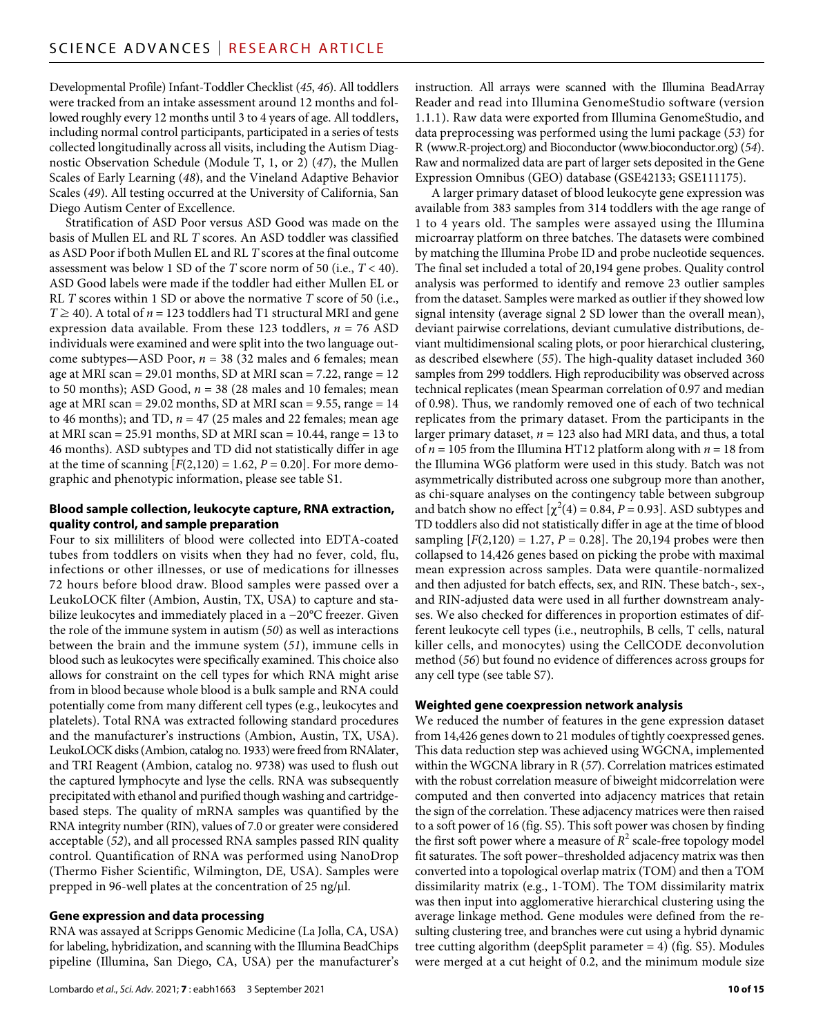Developmental Profile) Infant-Toddler Checklist (*45*, *46*). All toddlers were tracked from an intake assessment around 12 months and followed roughly every 12 months until 3 to 4 years of age. All toddlers, including normal control participants, participated in a series of tests collected longitudinally across all visits, including the Autism Diagnostic Observation Schedule (Module T, 1, or 2) (*47*), the Mullen Scales of Early Learning (*48*), and the Vineland Adaptive Behavior Scales (*49*). All testing occurred at the University of California, San Diego Autism Center of Excellence.

Stratification of ASD Poor versus ASD Good was made on the basis of Mullen EL and RL *T* scores. An ASD toddler was classified as ASD Poor if both Mullen EL and RL *T* scores at the final outcome assessment was below 1 SD of the *T* score norm of 50 (i.e., $T < 40$). ASD Good labels were made if the toddler had either Mullen EL or RL *T* scores within 1 SD or above the normative *T* score of 50 (i.e., $T \geq 40$). A total of $n = 123$ toddlers had T1 structural MRI and gene expression data available. From these 123 toddlers, $n = 76$ ASD individuals were examined and were split into the two language outcome subtypes—ASD Poor, $n = 38$ (32 males and 6 females; mean age at MRI scan = 29.01 months, SD at MRI scan = 7.22, range = 12 to 50 months); ASD Good, $n = 38$ (28 males and 10 females; mean age at MRI scan = 29.02 months, SD at MRI scan = 9.55, range = 14 to 46 months); and TD, $n = 47$ (25 males and 22 females; mean age at MRI scan = 25.91 months, SD at MRI scan = 10.44, range = 13 to 46 months). ASD subtypes and TD did not statistically differ in age at the time of scanning [$F(2,120) = 1.62$, $P = 0.20$]. For more demographic and phenotypic information, please see table S1.

### Blood sample collection, leukocyte capture, RNA extraction, quality control, and sample preparation

Four to six milliliters of blood were collected into EDTA-coated tubes from toddlers on visits when they had no fever, cold, flu, infections or other illnesses, or use of medications for illnesses 72 hours before blood draw. Blood samples were passed over a LeukoLOCK filter (Ambion, Austin, TX, USA) to capture and stabilize leukocytes and immediately placed in a −20°C freezer. Given the role of the immune system in autism (*50*) as well as interactions between the brain and the immune system (*51*), immune cells in blood such as leukocytes were specifically examined. This choice also allows for constraint on the cell types for which RNA might arise from in blood because whole blood is a bulk sample and RNA could potentially come from many different cell types (e.g., leukocytes and platelets). Total RNA was extracted following standard procedures and the manufacturer's instructions (Ambion, Austin, TX, USA). LeukoLOCK disks (Ambion, catalog no. 1933) were freed from RNAlater, and TRI Reagent (Ambion, catalog no. 9738) was used to flush out the captured lymphocyte and lyse the cells. RNA was subsequently precipitated with ethanol and purified though washing and cartridge-based steps. The quality of mRNA samples was quantified by the RNA integrity number (RIN), values of 7.0 or greater were considered acceptable (*52*), and all processed RNA samples passed RIN quality control. Quantification of RNA was performed using NanoDrop (Thermo Fisher Scientific, Wilmington, DE, USA). Samples were prepped in 96-well plates at the concentration of 25 ng/μl.

### Gene expression and data processing

RNA was assayed at Scripps Genomic Medicine (La Jolla, CA, USA) for labeling, hybridization, and scanning with the Illumina BeadChips pipeline (Illumina, San Diego, CA, USA) per the manufacturer's instruction. All arrays were scanned with the Illumina BeadArray Reader and read into Illumina GenomeStudio software (version 1.1.1). Raw data were exported from Illumina GenomeStudio, and data preprocessing was performed using the lumi package (*53*) for R (www.R-project.org) and Bioconductor (www.bioconductor.org) (*54*). Raw and normalized data are part of larger sets deposited in the Gene Expression Omnibus (GEO) database (GSE42133; GSE111175).

A larger primary dataset of blood leukocyte gene expression was available from 383 samples from 314 toddlers with the age range of 1 to 4 years old. The samples were assayed using the Illumina microarray platform on three batches. The datasets were combined by matching the Illumina Probe ID and probe nucleotide sequences. The final set included a total of 20,194 gene probes. Quality control analysis was performed to identify and remove 23 outlier samples from the dataset. Samples were marked as outlier if they showed low signal intensity (average signal 2 SD lower than the overall mean), deviant pairwise correlations, deviant cumulative distributions, deviant multidimensional scaling plots, or poor hierarchical clustering, as described elsewhere (*55*). The high-quality dataset included 360 samples from 299 toddlers. High reproducibility was observed across technical replicates (mean Spearman correlation of 0.97 and median of 0.98). Thus, we randomly removed one of each of two technical replicates from the primary dataset. From the participants in the larger primary dataset, $n = 123$ also had MRI data, and thus, a total of $n = 105$ from the Illumina HT12 platform along with $n = 18$ from the Illumina WG6 platform were used in this study. Batch was not asymmetrically distributed across one subgroup more than another, as chi-square analyses on the contingency table between subgroup and batch show no effect [$\chi^2(4) = 0.84$, $P = 0.93$]. ASD subtypes and TD toddlers also did not statistically differ in age at the time of blood sampling [$F(2,120) = 1.27$, $P = 0.28$]. The 20,194 probes were then collapsed to 14,426 genes based on picking the probe with maximal mean expression across samples. Data were quantile-normalized and then adjusted for batch effects, sex, and RIN. These batch-, sex-, and RIN-adjusted data were used in all further downstream analyses. We also checked for differences in proportion estimates of different leukocyte cell types (i.e., neutrophils, B cells, T cells, natural killer cells, and monocytes) using the CellCODE deconvolution method (*56*) but found no evidence of differences across groups for any cell type (see table S7).

### Weighted gene coexpression network analysis

We reduced the number of features in the gene expression dataset from 14,426 genes down to 21 modules of tightly coexpressed genes. This data reduction step was achieved using WGCNA, implemented within the WGCNA library in R (*57*). Correlation matrices estimated with the robust correlation measure of biweight midcorrelation were computed and then converted into adjacency matrices that retain the sign of the correlation. These adjacency matrices were then raised to a soft power of 16 (fig. S5). This soft power was chosen by finding the first soft power where a measure of $R^2$ scale-free topology model fit saturates. The soft power–thresholded adjacency matrix was then converted into a topological overlap matrix (TOM) and then a TOM dissimilarity matrix (e.g., 1-TOM). The TOM dissimilarity matrix was then input into agglomerative hierarchical clustering using the average linkage method. Gene modules were defined from the resulting clustering tree, and branches were cut using a hybrid dynamic tree cutting algorithm (deepSplit parameter = 4) (fig. S5). Modules were merged at a cut height of 0.2, and the minimum module size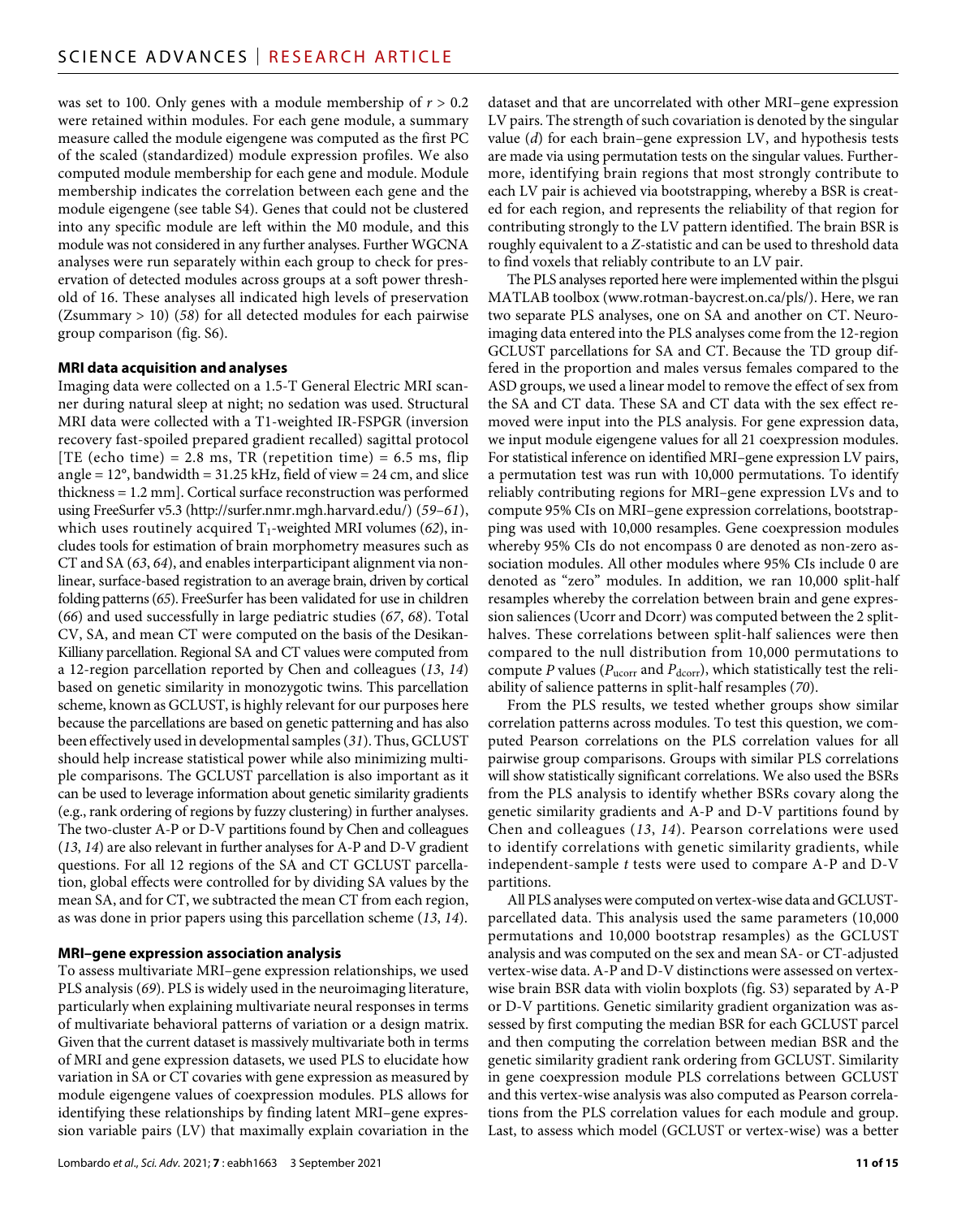was set to 100. Only genes with a module membership of $r > 0.2$ were retained within modules. For each gene module, a summary measure called the module eigengene was computed as the first PC of the scaled (standardized) module expression profiles. We also computed module membership for each gene and module. Module membership indicates the correlation between each gene and the module eigengene (see table S4). Genes that could not be clustered into any specific module are left within the M0 module, and this module was not considered in any further analyses. Further WGCNA analyses were run separately within each group to check for preservation of detected modules across groups at a soft power threshold of 16. These analyses all indicated high levels of preservation (Zsummary > 10) (*58*) for all detected modules for each pairwise group comparison (fig. S6).

### MRI data acquisition and analyses

Imaging data were collected on a 1.5-T General Electric MRI scanner during natural sleep at night; no sedation was used. Structural MRI data were collected with a T1-weighted IR-FSPGR (inversion recovery fast-spoiled prepared gradient recalled) sagittal protocol [TE (echo time) = 2.8 ms, TR (repetition time) = 6.5 ms, flip angle = 12°, bandwidth = 31.25 kHz, field of view = 24 cm, and slice thickness = 1.2 mm]. Cortical surface reconstruction was performed using FreeSurfer v5.3 (http://surfer.nmr.mgh.harvard.edu/) (*59*–*61*), which uses routinely acquired $T_1$-weighted MRI volumes (*62*), includes tools for estimation of brain morphometry measures such as CT and SA (*63*, *64*), and enables interparticipant alignment via nonlinear, surface-based registration to an average brain, driven by cortical folding patterns (*65*). FreeSurfer has been validated for use in children (*66*) and used successfully in large pediatric studies (*67*, *68*). Total CV, SA, and mean CT were computed on the basis of the Desikan-Killiany parcellation. Regional SA and CT values were computed from a 12-region parcellation reported by Chen and colleagues (*13*, *14*) based on genetic similarity in monozygotic twins. This parcellation scheme, known as GCLUST, is highly relevant for our purposes here because the parcellations are based on genetic patterning and has also been effectively used in developmental samples (*31*). Thus, GCLUST should help increase statistical power while also minimizing multiple comparisons. The GCLUST parcellation is also important as it can be used to leverage information about genetic similarity gradients (e.g., rank ordering of regions by fuzzy clustering) in further analyses. The two-cluster A-P or D-V partitions found by Chen and colleagues (*13*, *14*) are also relevant in further analyses for A-P and D-V gradient questions. For all 12 regions of the SA and CT GCLUST parcellation, global effects were controlled for by dividing SA values by the mean SA, and for CT, we subtracted the mean CT from each region, as was done in prior papers using this parcellation scheme (*13*, *14*).

### MRI–gene expression association analysis

To assess multivariate MRI–gene expression relationships, we used PLS analysis (*69*). PLS is widely used in the neuroimaging literature, particularly when explaining multivariate neural responses in terms of multivariate behavioral patterns of variation or a design matrix. Given that the current dataset is massively multivariate both in terms of MRI and gene expression datasets, we used PLS to elucidate how variation in SA or CT covaries with gene expression as measured by module eigengene values of coexpression modules. PLS allows for identifying these relationships by finding latent MRI–gene expression variable pairs (LV) that maximally explain covariation in the dataset and that are uncorrelated with other MRI–gene expression LV pairs. The strength of such covariation is denoted by the singular value (*d*) for each brain–gene expression LV, and hypothesis tests are made via using permutation tests on the singular values. Furthermore, identifying brain regions that most strongly contribute to each LV pair is achieved via bootstrapping, whereby a BSR is created for each region, and represents the reliability of that region for contributing strongly to the LV pattern identified. The brain BSR is roughly equivalent to a *Z*-statistic and can be used to threshold data to find voxels that reliably contribute to an LV pair.

The PLS analyses reported here were implemented within the plsgui MATLAB toolbox (www.rotman-baycrest.on.ca/pls/). Here, we ran two separate PLS analyses, one on SA and another on CT. Neuroimaging data entered into the PLS analyses come from the 12-region GCLUST parcellations for SA and CT. Because the TD group differed in the proportion and males versus females compared to the ASD groups, we used a linear model to remove the effect of sex from the SA and CT data. These SA and CT data with the sex effect removed were input into the PLS analysis. For gene expression data, we input module eigengene values for all 21 coexpression modules. For statistical inference on identified MRI–gene expression LV pairs, a permutation test was run with 10,000 permutations. To identify reliably contributing regions for MRI–gene expression LVs and to compute 95% CIs on MRI–gene expression correlations, bootstrapping was used with 10,000 resamples. Gene coexpression modules whereby 95% CIs do not encompass 0 are denoted as non-zero association modules. All other modules where 95% CIs include 0 are denoted as "zero" modules. In addition, we ran 10,000 split-half resamples whereby the correlation between brain and gene expression saliences (Ucorr and Dcorr) was computed between the 2 split-halves. These correlations between split-half saliences were then compared to the null distribution from 10,000 permutations to compute *P* values ($P_{ucorr}$ and $P_{dcorr}$), which statistically test the reliability of salience patterns in split-half resamples (*70*).

From the PLS results, we tested whether groups show similar correlation patterns across modules. To test this question, we computed Pearson correlations on the PLS correlation values for all pairwise group comparisons. Groups with similar PLS correlations will show statistically significant correlations. We also used the BSRs from the PLS analysis to identify whether BSRs covary along the genetic similarity gradients and A-P and D-V partitions found by Chen and colleagues (*13*, *14*). Pearson correlations were used to identify correlations with genetic similarity gradients, while independent-sample *t* tests were used to compare A-P and D-V partitions.

All PLS analyses were computed on vertex-wise data and GCLUST-parcellated data. This analysis used the same parameters (10,000 permutations and 10,000 bootstrap resamples) as the GCLUST analysis and was computed on the sex and mean SA- or CT-adjusted vertex-wise data. A-P and D-V distinctions were assessed on vertex-wise brain BSR data with violin boxplots (fig. S3) separated by A-P or D-V partitions. Genetic similarity gradient organization was assessed by first computing the median BSR for each GCLUST parcel and then computing the correlation between median BSR and the genetic similarity gradient rank ordering from GCLUST. Similarity in gene coexpression module PLS correlations between GCLUST and this vertex-wise analysis was also computed as Pearson correlations from the PLS correlation values for each module and group. Last, to assess which model (GCLUST or vertex-wise) was a better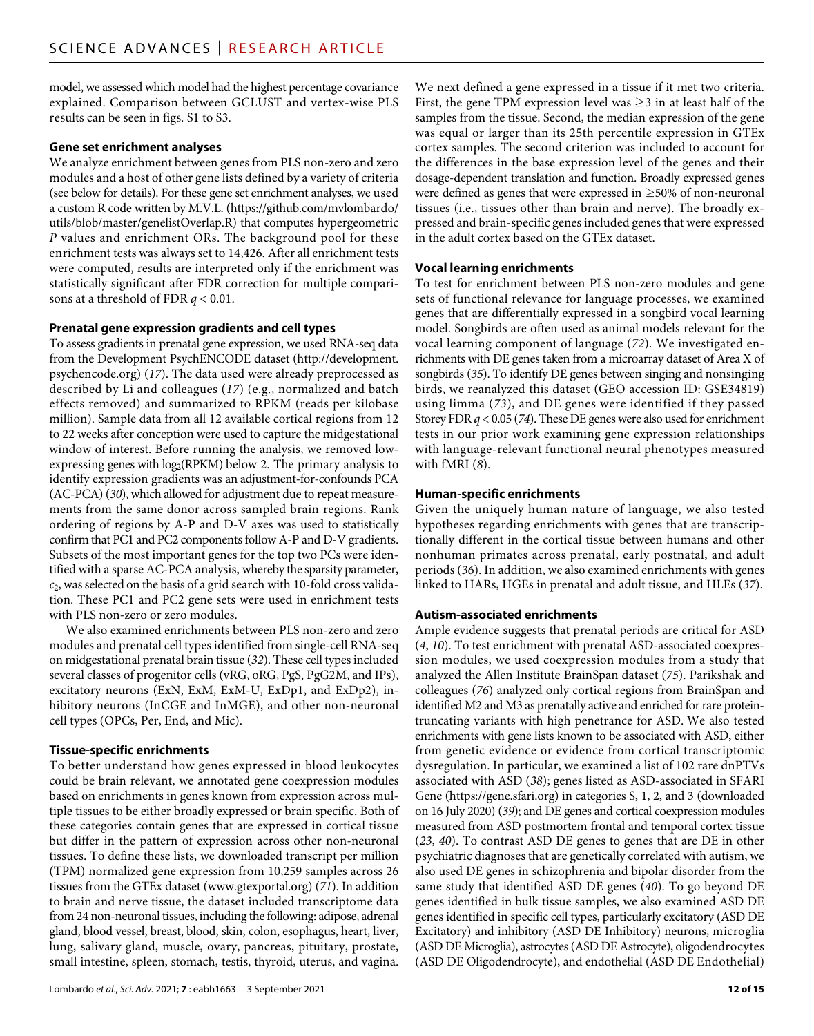model, we assessed which model had the highest percentage covariance explained. Comparison between GCLUST and vertex-wise PLS results can be seen in figs. S1 to S3.

### Gene set enrichment analyses

We analyze enrichment between genes from PLS non-zero and zero modules and a host of other gene lists defined by a variety of criteria (see below for details). For these gene set enrichment analyses, we used a custom R code written by M.V.L. (https://github.com/mvlombardo/utils/blob/master/genelistOverlap.R) that computes hypergeometric *P* values and enrichment ORs. The background pool for these enrichment tests was always set to 14,426. After all enrichment tests were computed, results are interpreted only if the enrichment was statistically significant after FDR correction for multiple comparisons at a threshold of FDR $q < 0.01$.

### Prenatal gene expression gradients and cell types

To assess gradients in prenatal gene expression, we used RNA-seq data from the Development PsychENCODE dataset (http://development.psychencode.org) (*17*). The data used were already preprocessed as described by Li and colleagues (*17*) (e.g., normalized and batch effects removed) and summarized to RPKM (reads per kilobase million). Sample data from all 12 available cortical regions from 12 to 22 weeks after conception were used to capture the midgestational window of interest. Before running the analysis, we removed low-expressing genes with $\log_2$(RPKM) below 2. The primary analysis to identify expression gradients was an adjustment-for-confounds PCA (AC-PCA) (*30*), which allowed for adjustment due to repeat measurements from the same donor across sampled brain regions. Rank ordering of regions by A-P and D-V axes was used to statistically confirm that PC1 and PC2 components follow A-P and D-V gradients. Subsets of the most important genes for the top two PCs were identified with a sparse AC-PCA analysis, whereby the sparsity parameter, $c_2$, was selected on the basis of a grid search with 10-fold cross validation. These PC1 and PC2 gene sets were used in enrichment tests with PLS non-zero or zero modules.

We also examined enrichments between PLS non-zero and zero modules and prenatal cell types identified from single-cell RNA-seq on midgestational prenatal brain tissue (*32*). These cell types included several classes of progenitor cells (vRG, oRG, PgS, PgG2M, and IPs), excitatory neurons (ExN, ExM, ExM-U, ExDp1, and ExDp2), inhibitory neurons (InCGE and InMGE), and other non-neuronal cell types (OPCs, Per, End, and Mic).

### Tissue-specific enrichments

To better understand how genes expressed in blood leukocytes could be brain relevant, we annotated gene coexpression modules based on enrichments in genes known from expression across multiple tissues to be either broadly expressed or brain specific. Both of these categories contain genes that are expressed in cortical tissue but differ in the pattern of expression across other non-neuronal tissues. To define these lists, we downloaded transcript per million (TPM) normalized gene expression from 10,259 samples across 26 tissues from the GTEx dataset (www.gtexportal.org) (*71*). In addition to brain and nerve tissue, the dataset included transcriptome data from 24 non-neuronal tissues, including the following: adipose, adrenal gland, blood vessel, breast, blood, skin, colon, esophagus, heart, liver, lung, salivary gland, muscle, ovary, pancreas, pituitary, prostate, small intestine, spleen, stomach, testis, thyroid, uterus, and vagina.

We next defined a gene expressed in a tissue if it met two criteria. First, the gene TPM expression level was $\geq 3$ in at least half of the samples from the tissue. Second, the median expression of the gene was equal or larger than its 25th percentile expression in GTEx cortex samples. The second criterion was included to account for the differences in the base expression level of the genes and their dosage-dependent translation and function. Broadly expressed genes were defined as genes that were expressed in $\geq$50% of non-neuronal tissues (i.e., tissues other than brain and nerve). The broadly expressed and brain-specific genes included genes that were expressed in the adult cortex based on the GTEx dataset.

### Vocal learning enrichments

To test for enrichment between PLS non-zero modules and gene sets of functional relevance for language processes, we examined genes that are differentially expressed in a songbird vocal learning model. Songbirds are often used as animal models relevant for the vocal learning component of language (*72*). We investigated enrichments with DE genes taken from a microarray dataset of Area X of songbirds (*35*). To identify DE genes between singing and nonsinging birds, we reanalyzed this dataset (GEO accession ID: GSE34819) using limma (*73*), and DE genes were identified if they passed Storey FDR $q < 0.05$ (*74*). These DE genes were also used for enrichment tests in our prior work examining gene expression relationships with language-relevant functional neural phenotypes measured with fMRI (*8*).

### Human-specific enrichments

Given the uniquely human nature of language, we also tested hypotheses regarding enrichments with genes that are transcriptionally different in the cortical tissue between humans and other nonhuman primates across prenatal, early postnatal, and adult periods (*36*). In addition, we also examined enrichments with genes linked to HARs, HGEs in prenatal and adult tissue, and HLEs (*37*).

### Autism-associated enrichments

Ample evidence suggests that prenatal periods are critical for ASD (*4*, *10*). To test enrichment with prenatal ASD-associated coexpression modules, we used coexpression modules from a study that analyzed the Allen Institute BrainSpan dataset (*75*). Parikshak and colleagues (*76*) analyzed only cortical regions from BrainSpan and identified M2 and M3 as prenatally active and enriched for rare protein-truncating variants with high penetrance for ASD. We also tested enrichments with gene lists known to be associated with ASD, either from genetic evidence or evidence from cortical transcriptomic dysregulation. In particular, we examined a list of 102 rare dnPTVs associated with ASD (*38*); genes listed as ASD-associated in SFARI Gene (https://gene.sfari.org) in categories S, 1, 2, and 3 (downloaded on 16 July 2020) (*39*); and DE genes and cortical coexpression modules measured from ASD postmortem frontal and temporal cortex tissue (*23*, *40*). To contrast ASD DE genes to genes that are DE in other psychiatric diagnoses that are genetically correlated with autism, we also used DE genes in schizophrenia and bipolar disorder from the same study that identified ASD DE genes (*40*). To go beyond DE genes identified in bulk tissue samples, we also examined ASD DE genes identified in specific cell types, particularly excitatory (ASD DE Excitatory) and inhibitory (ASD DE Inhibitory) neurons, microglia (ASD DE Microglia), astrocytes (ASD DE Astrocyte), oligodendrocytes (ASD DE Oligodendrocyte), and endothelial (ASD DE Endothelial)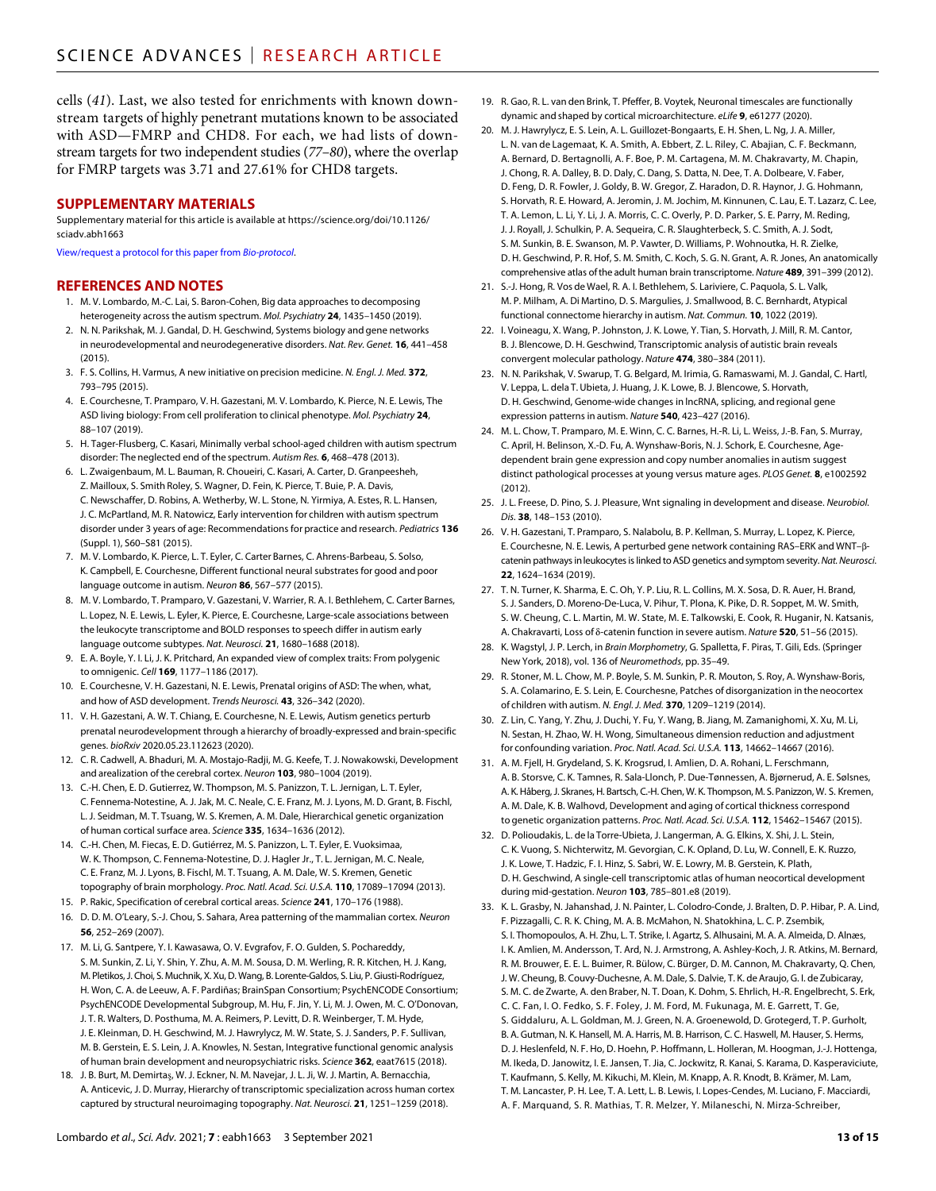cells (*41*). Last, we also tested for enrichments with known downstream targets of highly penetrant mutations known to be associated with ASD—FMRP and CHD8. For each, we had lists of downstream targets for two independent studies (*77*–*80*), where the overlap for FMRP targets was 3.71 and 27.61% for CHD8 targets.

## SUPPLEMENTARY MATERIALS

Supplementary material for this article is available at https://science.org/doi/10.1126/sciadv.abh1663

View/request a protocol for this paper from *Bio-protocol*.

## REFERENCES AND NOTES

1. M. V. Lombardo, M.-C. Lai, S. Baron-Cohen, Big data approaches to decomposing heterogeneity across the autism spectrum. *Mol. Psychiatry* **24**, 1435–1450 (2019).
2. N. N. Parikshak, M. J. Gandal, D. H. Geschwind, Systems biology and gene networks in neurodevelopmental and neurodegenerative disorders. *Nat. Rev. Genet.* **16**, 441–458 (2015).
3. F. S. Collins, H. Varmus, A new initiative on precision medicine. *N. Engl. J. Med.* **372**, 793–795 (2015).
4. E. Courchesne, T. Pramparo, V. H. Gazestani, M. V. Lombardo, K. Pierce, N. E. Lewis, The ASD living biology: From cell proliferation to clinical phenotype. *Mol. Psychiatry* **24**, 88–107 (2019).
5. H. Tager-Flusberg, C. Kasari, Minimally verbal school-aged children with autism spectrum disorder: The neglected end of the spectrum. *Autism Res.* **6**, 468–478 (2013).
6. L. Zwaigenbaum, M. L. Bauman, R. Choueiri, C. Kasari, A. Carter, D. Granpeesheh, Z. Mailloux, S. Smith Roley, S. Wagner, D. Fein, K. Pierce, T. Buie, P. A. Davis, C. Newschaffer, D. Robins, A. Wetherby, W. L. Stone, N. Yirmiya, A. Estes, R. L. Hansen, J. C. McPartland, M. R. Natowicz, Early intervention for children with autism spectrum disorder under 3 years of age: Recommendations for practice and research. *Pediatrics* **136** (Suppl. 1), S60–S81 (2015).
7. M. V. Lombardo, K. Pierce, L. T. Eyler, C. Carter Barnes, C. Ahrens-Barbeau, S. Solso, K. Campbell, E. Courchesne, Different functional neural substrates for good and poor language outcome in autism. *Neuron* **86**, 567–577 (2015).
8. M. V. Lombardo, T. Pramparo, V. Gazestani, V. Warrier, R. A. I. Bethlehem, C. Carter Barnes, L. Lopez, N. E. Lewis, L. Eyler, K. Pierce, E. Courchesne, Large-scale associations between the leukocyte transcriptome and BOLD responses to speech differ in autism early language outcome subtypes. *Nat. Neurosci.* **21**, 1680–1688 (2018).
9. E. A. Boyle, Y. I. Li, J. K. Pritchard, An expanded view of complex traits: From polygenic to omnigenic. *Cell* **169**, 1177–1186 (2017).
10. E. Courchesne, V. H. Gazestani, N. E. Lewis, Prenatal origins of ASD: The when, what, and how of ASD development. *Trends Neurosci.* **43**, 326–342 (2020).
11. V. H. Gazestani, A. W. T. Chiang, E. Courchesne, N. E. Lewis, Autism genetics perturb prenatal neurodevelopment through a hierarchy of broadly-expressed and brain-specific genes. *bioRxiv* 2020.05.23.112623 (2020).
12. C. R. Cadwell, A. Bhaduri, M. A. Mostajo-Radji, M. G. Keefe, T. J. Nowakowski, Development and arealization of the cerebral cortex. *Neuron* **103**, 980–1004 (2019).
13. C.-H. Chen, E. D. Gutierrez, W. Thompson, M. S. Panizzon, T. L. Jernigan, L. T. Eyler, C. Fennema-Notestine, A. J. Jak, M. C. Neale, C. E. Franz, M. J. Lyons, M. D. Grant, B. Fischl, L. J. Seidman, M. T. Tsuang, W. S. Kremen, A. M. Dale, Hierarchical genetic organization of human cortical surface area. *Science* **335**, 1634–1636 (2012).
14. C.-H. Chen, M. Fiecas, E. D. Gutiérrez, M. S. Panizzon, L. T. Eyler, E. Vuoksimaa, W. K. Thompson, C. Fennema-Notestine, D. J. Hagler Jr., T. L. Jernigan, M. C. Neale, C. E. Franz, M. J. Lyons, B. Fischl, M. T. Tsuang, A. M. Dale, W. S. Kremen, Genetic topography of brain morphology. *Proc. Natl. Acad. Sci. U.S.A.* **110**, 17089–17094 (2013).
15. P. Rakic, Specification of cerebral cortical areas. *Science* **241**, 170–176 (1988).
16. D. D. M. O'Leary, S.-J. Chou, S. Sahara, Area patterning of the mammalian cortex. *Neuron* **56**, 252–269 (2007).
17. M. Li, G. Santpere, Y. I. Kawasawa, O. V. Evgrafov, F. O. Gulden, S. Pochareddy, S. M. Sunkin, Z. Li, Y. Shin, Y. Zhu, A. M. M. Sousa, D. M. Werling, R. R. Kitchen, H. J. Kang, M. Pletikos, J. Choi, S. Muchnik, X. Xu, D. Wang, B. Lorente-Galdos, S. Liu, P. Giusti-Rodríguez, H. Won, C. A. de Leeuw, A. F. Pardiñas; BrainSpan Consortium; PsychENCODE Consortium; PsychENCODE Developmental Subgroup, M. Hu, F. Jin, Y. Li, M. J. Owen, M. C. O'Donovan, J. T. R. Walters, D. Posthuma, M. A. Reimers, P. Levitt, D. R. Weinberger, T. M. Hyde, J. E. Kleinman, D. H. Geschwind, M. J. Hawrylycz, M. W. State, S. J. Sanders, P. F. Sullivan, M. B. Gerstein, E. S. Lein, J. A. Knowles, N. Sestan, Integrative functional genomic analysis of human brain development and neuropsychiatric risks. *Science* **362**, eaat7615 (2018).
18. J. B. Burt, M. Demirtaş, W. J. Eckner, N. M. Navejar, J. L. Ji, W. J. Martin, A. Bernacchia, A. Anticevic, J. D. Murray, Hierarchy of transcriptomic specialization across human cortex captured by structural neuroimaging topography. *Nat. Neurosci.* **21**, 1251–1259 (2018).
19. R. Gao, R. L. van den Brink, T. Pfeffer, B. Voytek, Neuronal timescales are functionally dynamic and shaped by cortical microarchitecture. *eLife* **9**, e61277 (2020).
20. M. J. Hawrylycz, E. S. Lein, A. L. Guillozet-Bongaarts, E. H. Shen, L. Ng, J. A. Miller, L. N. van de Lagemaat, K. A. Smith, A. Ebbert, Z. L. Riley, C. Abajian, C. F. Beckmann, A. Bernard, D. Bertagnolli, A. F. Boe, P. M. Cartagena, M. M. Chakravarty, M. Chapin, J. Chong, R. A. Dalley, B. D. Daly, C. Dang, S. Datta, N. Dee, T. A. Dolbeare, V. Faber, D. Feng, D. R. Fowler, J. Goldy, B. W. Gregor, Z. Haradon, D. R. Haynor, J. G. Hohmann, S. Horvath, R. E. Howard, A. Jeromin, J. M. Jochim, M. Kinnunen, C. Lau, E. T. Lazarz, C. Lee, T. A. Lemon, L. Li, Y. Li, J. A. Morris, C. C. Overly, P. D. Parker, S. E. Parry, M. Reding, J. J. Royall, J. Schulkin, P. A. Sequeira, C. R. Slaughterbeck, S. C. Smith, A. J. Sodt, S. M. Sunkin, B. E. Swanson, M. P. Vawter, D. Williams, P. Wohnoutka, H. R. Zielke, D. H. Geschwind, P. R. Hof, S. M. Smith, C. Koch, S. G. N. Grant, A. R. Jones, An anatomically comprehensive atlas of the adult human brain transcriptome. *Nature* **489**, 391–399 (2012).
21. S.-J. Hong, R. Vos de Wael, R. A. I. Bethlehem, S. Lariviere, C. Paquola, S. L. Valk, M. P. Milham, A. Di Martino, D. S. Margulies, J. Smallwood, B. C. Bernhardt, Atypical functional connectome hierarchy in autism. *Nat. Commun.* **10**, 1022 (2019).
22. I. Voineagu, X. Wang, P. Johnston, J. K. Lowe, Y. Tian, S. Horvath, J. Mill, R. M. Cantor, B. J. Blencowe, D. H. Geschwind, Transcriptomic analysis of autistic brain reveals convergent molecular pathology. *Nature* **474**, 380–384 (2011).
23. N. N. Parikshak, V. Swarup, T. G. Belgard, M. Irimia, G. Ramaswami, M. J. Gandal, C. Hartl, V. Leppa, L. de la T. Ubieta, J. Huang, J. K. Lowe, B. J. Blencowe, S. Horvath, D. H. Geschwind, Genome-wide changes in lncRNA, splicing, and regional gene expression patterns in autism. *Nature* **540**, 423–427 (2016).
24. M. L. Chow, T. Pramparo, M. E. Winn, C. C. Barnes, H.-R. Li, L. Weiss, J.-B. Fan, S. Murray, C. April, H. Belinson, X.-D. Fu, A. Wynshaw-Boris, N. J. Schork, E. Courchesne, Age-dependent brain gene expression and copy number anomalies in autism suggest distinct pathological processes at young versus mature ages. *PLOS Genet.* **8**, e1002592 (2012).
25. J. L. Freese, D. Pino, S. J. Pleasure, Wnt signaling in development and disease. *Neurobiol. Dis.* **38**, 148–153 (2010).
26. V. H. Gazestani, T. Pramparo, S. Nalabolu, B. P. Kellman, S. Murray, L. Lopez, K. Pierce, E. Courchesne, N. E. Lewis, A perturbed gene network containing RAS–ERK and WNT–β-catenin pathways in leukocytes is linked to ASD genetics and symptom severity. *Nat. Neurosci.* **22**, 1624–1634 (2019).
27. T. N. Turner, K. Sharma, E. C. Oh, Y. P. Liu, R. L. Collins, M. X. Sosa, D. R. Auer, H. Brand, S. J. Sanders, D. Moreno-De-Luca, V. Pihur, T. Plona, K. Pike, D. R. Soppet, M. W. Smith, S. W. Cheung, C. L. Martin, M. W. State, M. E. Talkowski, E. Cook, R. Huganir, N. Katsanis, A. Chakravarti, Loss of δ-catenin function in severe autism. *Nature* **520**, 51–56 (2015).
28. K. Wagstyl, J. P. Lerch, in *Brain Morphometry*, G. Spalletta, F. Piras, T. Gili, Eds. (Springer New York, 2018), vol. 136 of *Neuromethods*, pp. 35–49.
29. R. Stoner, M. L. Chow, M. P. Boyle, S. M. Sunkin, P. R. Mouton, S. Roy, A. Wynshaw-Boris, S. A. Colamarino, E. S. Lein, E. Courchesne, Patches of disorganization in the neocortex of children with autism. *N. Engl. J. Med.* **370**, 1209–1219 (2014).
30. Z. Lin, C. Yang, Y. Zhu, J. Duchi, Y. Fu, Y. Wang, B. Jiang, M. Zamanighomi, X. Xu, M. Li, N. Sestan, H. Zhao, W. H. Wong, Simultaneous dimension reduction and adjustment for confounding variation. *Proc. Natl. Acad. Sci. U.S.A.* **113**, 14662–14667 (2016).
31. A. M. Fjell, H. Grydeland, S. K. Krogsrud, I. Amlien, D. A. Rohani, L. Ferschmann, A. B. Storsve, C. K. Tamnes, R. Sala-Llonch, P. Due-Tønnessen, A. Bjørnerud, A. E. Sølsnes, A. K. Håberg, J. Skranes, H. Bartsch, C.-H. Chen, W. K. Thompson, M. S. Panizzon, W. S. Kremen, A. M. Dale, K. B. Walhovd, Development and aging of cortical thickness correspond to genetic organization patterns. *Proc. Natl. Acad. Sci. U.S.A.* **112**, 15462–15467 (2015).
32. D. Polioudakis, L. de la Torre-Ubieta, J. Langerman, A. G. Elkins, X. Shi, J. L. Stein, C. K. Vuong, S. Nichterwitz, M. Gevorgian, C. K. Opland, D. Lu, W. Connell, E. K. Ruzzo, J. K. Lowe, T. Hadzic, F. I. Hinz, S. Sabri, W. E. Lowry, M. B. Gerstein, K. Plath, D. H. Geschwind, A single-cell transcriptomic atlas of human neocortical development during mid-gestation. *Neuron* **103**, 785–801.e8 (2019).
33. K. L. Grasby, N. Jahanshad, J. N. Painter, L. Colodro-Conde, J. Bralten, D. P. Hibar, P. A. Lind, F. Pizzagalli, C. R. K. Ching, M. A. B. McMahon, N. Shatokhina, L. C. P. Zsembik, S. I. Thomopoulos, A. H. Zhu, L. T. Strike, I. Agartz, S. Alhusaini, M. A. A. Almeida, D. Alnæs, I. K. Amlien, M. Andersson, T. Ard, N. J. Armstrong, A. Ashley-Koch, J. R. Atkins, M. Bernard, R. M. Brouwer, E. E. L. Buimer, R. Bülow, C. Bürger, D. M. Cannon, M. Chakravarty, Q. Chen, J. W. Cheung, B. Couvy-Duchesne, A. M. Dale, S. Dalvie, T. K. de Araujo, G. I. de Zubicaray, S. M. C. de Zwarte, A. den Braber, N. T. Doan, K. Dohm, S. Ehrlich, H.-R. Engelbrecht, S. Erk, C. C. Fan, I. O. Fedko, S. F. Foley, J. M. Ford, M. Fukunaga, M. E. Garrett, T. Ge, S. Giddaluru, A. L. Goldman, M. J. Green, N. A. Groenewold, D. Grotegerd, T. P. Gurholt, B. A. Gutman, N. K. Hansell, M. A. Harris, M. B. Harrison, C. C. Haswell, M. Hauser, S. Herms, D. J. Heslenfeld, N. F. Ho, D. Hoehn, P. Hoffmann, L. Holleran, M. Hoogman, J.-J. Hottenga, M. Ikeda, D. Janowitz, I. E. Jansen, T. Jia, C. Jockwitz, R. Kanai, S. Karama, D. Kasperaviciute, T. Kaufmann, S. Kelly, M. Kikuchi, M. Klein, M. Knapp, A. R. Knodt, B. Krämer, M. Lam, T. M. Lancaster, P. H. Lee, T. A. Lett, L. B. Lewis, I. Lopes-Cendes, M. Luciano, F. Macciardi, A. F. Marquand, S. R. Mathias, T. R. Melzer, Y. Milaneschi, N. Mirza-Schreiber,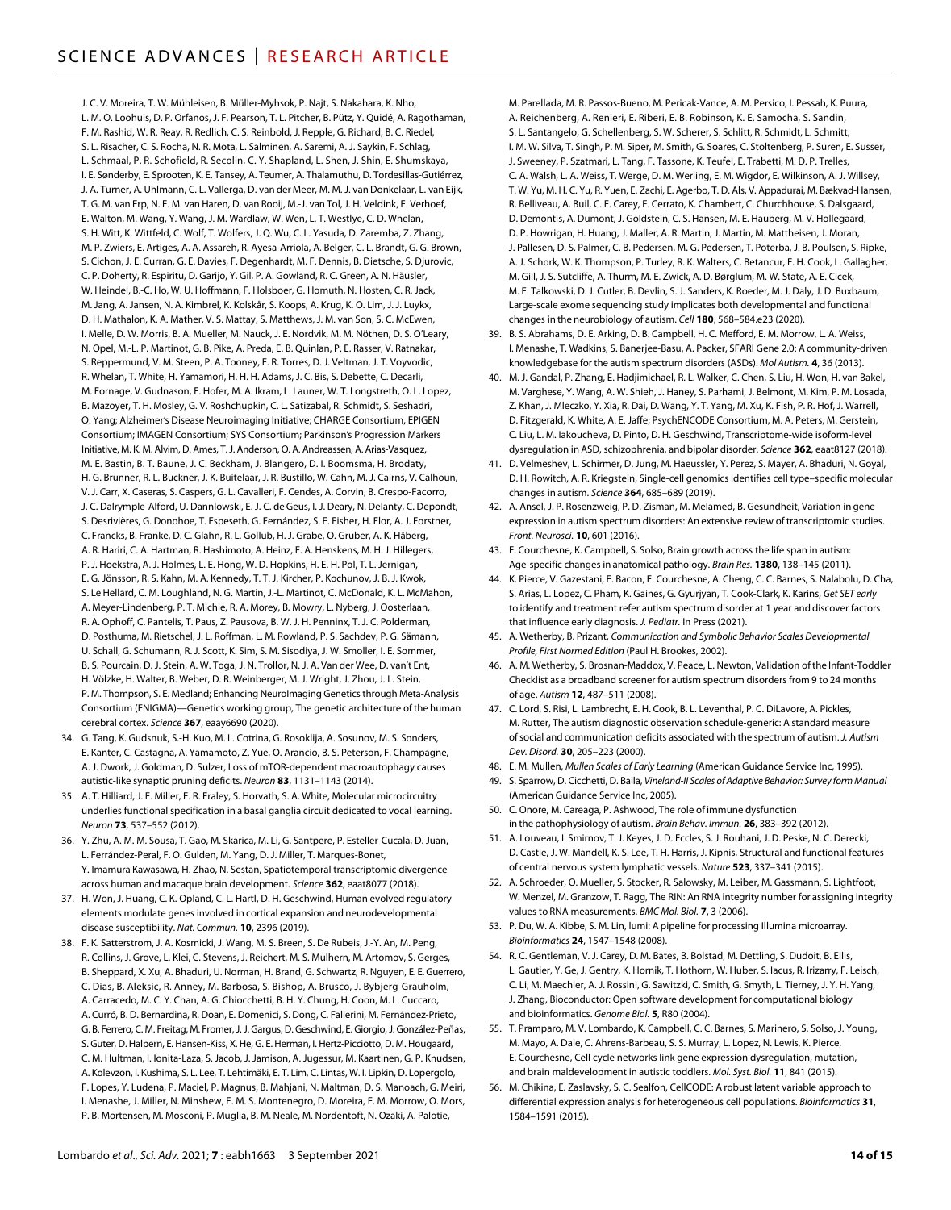J. C. V. Moreira, T. W. Mühleisen, B. Müller-Myhsok, P. Najt, S. Nakahara, K. Nho, L. M. O. Loohuis, D. P. Orfanos, J. F. Pearson, T. L. Pitcher, B. Pütz, Y. Quidé, A. Ragothaman, F. M. Rashid, W. R. Reay, R. Redlich, C. S. Reinbold, J. Repple, G. Richard, B. C. Riedel, S. L. Risacher, C. S. Rocha, N. R. Mota, L. Salminen, A. Saremi, A. J. Saykin, F. Schlag, L. Schmaal, P. R. Schofield, R. Secolin, C. Y. Shapland, L. Shen, J. Shin, E. Shumskaya, I. E. Sønderby, E. Sprooten, K. E. Tansey, A. Teumer, A. Thalamuthu, D. Tordesillas-Gutiérrez, J. A. Turner, A. Uhlmann, C. L. Vallerga, D. van der Meer, M. M. J. van Donkelaar, L. van Eijk, T. G. M. van Erp, N. E. M. van Haren, D. van Rooij, M.-J. van Tol, J. H. Veldink, E. Verhoef, E. Walton, M. Wang, Y. Wang, J. M. Wardlaw, W. Wen, L. T. Westlye, C. D. Whelan, S. H. Witt, K. Wittfeld, C. Wolf, T. Wolfers, J. Q. Wu, C. L. Yasuda, D. Zaremba, Z. Zhang, M. P. Zwiers, E. Artiges, A. A. Assareh, R. Ayesa-Arriola, A. Belger, C. L. Brandt, G. G. Brown, S. Cichon, J. E. Curran, G. E. Davies, F. Degenhardt, M. F. Dennis, B. Dietsche, S. Djurovic, C. P. Doherty, R. Espiritu, D. Garijo, Y. Gil, P. A. Gowland, R. C. Green, A. N. Häusler, W. Heindel, B.-C. Ho, W. U. Hoffmann, F. Holsboer, G. Homuth, N. Hosten, C. R. Jack, M. Jang, A. Jansen, N. A. Kimbrel, K. Kolskår, S. Koops, A. Krug, K. O. Lim, J. J. Luykx, D. H. Mathalon, K. A. Mather, V. S. Mattay, S. Matthews, J. M. van Son, S. C. McEwen, I. Melle, D. W. Morris, B. A. Mueller, M. Nauck, J. E. Nordvik, M. M. Nöthen, D. S. O'Leary, N. Opel, M.-L. P. Martinot, G. B. Pike, A. Preda, E. B. Quinlan, P. E. Rasser, V. Ratnakar, S. Reppermund, V. M. Steen, P. A. Tooney, F. R. Torres, D. J. Veltman, J. T. Voyvodic, R. Whelan, T. White, H. Yamamori, H. H. H. Adams, J. C. Bis, S. Debette, C. Decarli, M. Fornage, V. Gudnason, E. Hofer, M. A. Ikram, L. Launer, W. T. Longstreth, O. L. Lopez, B. Mazoyer, T. H. Mosley, G. V. Roshchupkin, C. L. Satizabal, R. Schmidt, S. Seshadri, Q. Yang; Alzheimer's Disease Neuroimaging Initiative; CHARGE Consortium, EPIGEN Consortium; IMAGEN Consortium; SYS Consortium; Parkinson's Progression Markers Initiative, M. K. M. Alvim, D. Ames, T. J. Anderson, O. A. Andreassen, A. Arias-Vasquez, M. E. Bastin, B. T. Baune, J. C. Beckham, J. Blangero, D. I. Boomsma, H. Brodaty, H. G. Brunner, R. L. Buckner, J. K. Buitelaar, J. R. Bustillo, W. Cahn, M. J. Cairns, V. Calhoun, V. J. Carr, X. Caseras, S. Caspers, G. L. Cavalleri, F. Cendes, A. Corvin, B. Crespo-Facorro, J. C. Dalrymple-Alford, U. Dannlowski, E. J. C. de Geus, I. J. Deary, N. Delanty, C. Depondt, S. Desrivières, G. Donohoe, T. Espeseth, G. Fernández, S. E. Fisher, H. Flor, A. J. Forstner, C. Francks, B. Franke, D. C. Glahn, R. L. Gollub, H. J. Grabe, O. Gruber, A. K. Håberg, A. R. Hariri, C. A. Hartman, R. Hashimoto, A. Heinz, F. A. Henskens, M. H. J. Hillegers, P. J. Hoekstra, A. J. Holmes, L. E. Hong, W. D. Hopkins, H. E. H. Pol, T. L. Jernigan, E. G. Jönsson, R. S. Kahn, M. A. Kennedy, T. T. J. Kircher, P. Kochunov, J. B. J. Kwok, S. Le Hellard, C. M. Loughland, N. G. Martin, J.-L. Martinot, C. McDonald, K. L. McMahon, A. Meyer-Lindenberg, P. T. Michie, R. A. Morey, B. Mowry, L. Nyberg, J. Oosterlaan, R. A. Ophoff, C. Pantelis, T. Paus, Z. Pausova, B. W. J. H. Penninx, T. J. C. Polderman, D. Posthuma, M. Rietschel, J. L. Roffman, L. M. Rowland, P. S. Sachdev, P. G. Sämann, U. Schall, G. Schumann, R. J. Scott, K. Sim, S. M. Sisodiya, J. W. Smoller, I. E. Sommer, B. S. Pourcain, D. J. Stein, A. W. Toga, J. N. Trollor, N. J. A. Van der Wee, D. van't Ent, H. Völzke, H. Walter, B. Weber, D. R. Weinberger, M. J. Wright, J. Zhou, J. L. Stein, P. M. Thompson, S. E. Medland; Enhancing NeuroImaging Genetics through Meta-Analysis Consortium (ENIGMA)—Genetics working group, The genetic architecture of the human cerebral cortex. *Science* **367**, eaay6690 (2020).

34. G. Tang, K. Gudsnuk, S.-H. Kuo, M. L. Cotrina, G. Rosoklija, A. Sosunov, M. S. Sonders, E. Kanter, C. Castagna, A. Yamamoto, Z. Yue, O. Arancio, B. S. Peterson, F. Champagne, A. J. Dwork, J. Goldman, D. Sulzer, Loss of mTOR-dependent macroautophagy causes autistic-like synaptic pruning deficits. *Neuron* **83**, 1131–1143 (2014).
35. A. T. Hilliard, J. E. Miller, E. R. Fraley, S. Horvath, S. A. White, Molecular microcircuitry underlies functional specification in a basal ganglia circuit dedicated to vocal learning. *Neuron* **73**, 537–552 (2012).
36. Y. Zhu, A. M. M. Sousa, T. Gao, M. Skarica, M. Li, G. Santpere, P. Esteller-Cucala, D. Juan, L. Ferrández-Peral, F. O. Gulden, M. Yang, D. J. Miller, T. Marques-Bonet, Y. Imamura Kawasawa, H. Zhao, N. Sestan, Spatiotemporal transcriptomic divergence across human and macaque brain development. *Science* **362**, eaat8077 (2018).
37. H. Won, J. Huang, C. K. Opland, C. L. Hartl, D. H. Geschwind, Human evolved regulatory elements modulate genes involved in cortical expansion and neurodevelopmental disease susceptibility. *Nat. Commun.* **10**, 2396 (2019).
38. F. K. Satterstrom, J. A. Kosmicki, J. Wang, M. S. Breen, S. De Rubeis, J.-Y. An, M. Peng, R. Collins, J. Grove, L. Klei, C. Stevens, J. Reichert, M. S. Mulhern, M. Artomov, S. Gerges, B. Sheppard, X. Xu, A. Bhaduri, U. Norman, H. Brand, G. Schwartz, R. Nguyen, E. E. Guerrero, C. Dias, B. Aleksic, R. Anney, M. Barbosa, S. Bishop, A. Brusco, J. Bybjerg-Grauholm, A. Carracedo, M. C. Y. Chan, A. G. Chiocchetti, B. H. Y. Chung, H. Coon, M. L. Cuccaro, A. Curró, B. D. Bernardina, R. Doan, E. Domenici, S. Dong, C. Fallerini, M. Fernández-Prieto, G. B. Ferrero, C. M. Freitag, M. Fromer, J. J. Gargus, D. Geschwind, E. Giorgio, J. González-Peñas, S. Guter, D. Halpern, E. Hansen-Kiss, X. He, G. E. Herman, I. Hertz-Picciotto, D. M. Hougaard, C. M. Hultman, I. Ionita-Laza, S. Jacob, J. Jamison, A. Jugessur, M. Kaartinen, G. P. Knudsen, A. Kolevzon, I. Kushima, S. L. Lee, T. Lehtimäki, E. T. Lim, C. Lintas, W. I. Lipkin, D. Lopergolo, F. Lopes, Y. Ludena, P. Maciel, P. Magnus, B. Mahjani, N. Maltman, D. S. Manoach, G. Meiri, I. Menashe, J. Miller, N. Minshew, E. M. S. Montenegro, D. Moreira, E. M. Morrow, O. Mors, P. B. Mortensen, M. Mosconi, P. Muglia, B. M. Neale, M. Nordentoft, N. Ozaki, A. Palotie, M. Parellada, M. R. Passos-Bueno, M. Pericak-Vance, A. M. Persico, I. Pessah, K. Puura, A. Reichenberg, A. Renieri, E. Riberi, E. B. Robinson, K. E. Samocha, S. Sandin, S. L. Santangelo, G. Schellenberg, S. W. Scherer, S. Schlitt, R. Schmidt, L. Schmitt, I. M. W. Silva, T. Singh, P. M. Siper, M. Smith, G. Soares, C. Stoltenberg, P. Suren, E. Susser, J. Sweeney, P. Szatmari, L. Tang, F. Tassone, K. Teufel, E. Trabetti, M. D. P. Trelles, C. A. Walsh, L. A. Weiss, T. Werge, D. M. Werling, E. M. Wigdor, E. Wilkinson, A. J. Willsey, T. W. Yu, M. H. C. Yu, R. Yuen, E. Zachi, E. Agerbo, T. D. Als, V. Appadurai, M. Bækvad-Hansen, R. Belliveau, A. Buil, C. E. Carey, F. Cerrato, K. Chambert, C. Churchhouse, S. Dalsgaard, D. Demontis, A. Dumont, J. Goldstein, C. S. Hansen, M. E. Hauberg, M. V. Hollegaard, D. P. Howrigan, H. Huang, J. Maller, A. R. Martin, J. Martin, M. Mattheisen, J. Moran, J. Pallesen, D. S. Palmer, C. B. Pedersen, M. G. Pedersen, T. Poterba, J. B. Poulsen, S. Ripke, A. J. Schork, W. K. Thompson, P. Turley, R. K. Walters, C. Betancur, E. H. Cook, L. Gallagher, M. Gill, J. S. Sutcliffe, A. Thurm, M. E. Zwick, A. D. Børglum, M. W. State, A. E. Cicek, M. E. Talkowski, D. J. Cutler, B. Devlin, S. J. Sanders, K. Roeder, M. J. Daly, J. D. Buxbaum, Large-scale exome sequencing study implicates both developmental and functional changes in the neurobiology of autism. *Cell* **180**, 568–584.e23 (2020).
39. B. S. Abrahams, D. E. Arking, D. B. Campbell, H. C. Mefford, E. M. Morrow, L. A. Weiss, I. Menashe, T. Wadkins, S. Banerjee-Basu, A. Packer, SFARI Gene 2.0: A community-driven knowledgebase for the autism spectrum disorders (ASDs). *Mol Autism.* **4**, 36 (2013).
40. M. J. Gandal, P. Zhang, E. Hadjimichael, R. L. Walker, C. Chen, S. Liu, H. Won, H. van Bakel, M. Varghese, Y. Wang, A. W. Shieh, J. Haney, S. Parhami, J. Belmont, M. Kim, P. M. Losada, Z. Khan, J. Mleczko, Y. Xia, R. Dai, D. Wang, Y. T. Yang, M. Xu, K. Fish, P. R. Hof, J. Warrell, D. Fitzgerald, K. White, A. E. Jaffe; PsychENCODE Consortium, M. A. Peters, M. Gerstein, C. Liu, L. M. Iakoucheva, D. Pinto, D. H. Geschwind, Transcriptome-wide isoform-level dysregulation in ASD, schizophrenia, and bipolar disorder. *Science* **362**, eaat8127 (2018).
41. D. Velmeshev, L. Schirmer, D. Jung, M. Haeussler, Y. Perez, S. Mayer, A. Bhaduri, N. Goyal, D. H. Rowitch, A. R. Kriegstein, Single-cell genomics identifies cell type–specific molecular changes in autism. *Science* **364**, 685–689 (2019).
42. A. Ansel, J. P. Rosenzweig, P. D. Zisman, M. Melamed, B. Gesundheit, Variation in gene expression in autism spectrum disorders: An extensive review of transcriptomic studies. *Front. Neurosci.* **10**, 601 (2016).
43. E. Courchesne, K. Campbell, S. Solso, Brain growth across the life span in autism: Age-specific changes in anatomical pathology. *Brain Res.* **1380**, 138–145 (2011).
44. K. Pierce, V. Gazestani, E. Bacon, E. Courchesne, A. Cheng, C. C. Barnes, S. Nalabolu, D. Cha, S. Arias, L. Lopez, C. Pham, K. Gaines, G. Gyurjyan, T. Cook-Clark, K. Karins, *Get SET early* to identify and treatment refer autism spectrum disorder at 1 year and discover factors that influence early diagnosis. *J. Pediatr.* In Press (2021).
45. A. Wetherby, B. Prizant, *Communication and Symbolic Behavior Scales Developmental Profile, First Normed Edition* (Paul H. Brookes, 2002).
46. A. M. Wetherby, S. Brosnan-Maddox, V. Peace, L. Newton, Validation of the Infant-Toddler Checklist as a broadband screener for autism spectrum disorders from 9 to 24 months of age. *Autism* **12**, 487–511 (2008).
47. C. Lord, S. Risi, L. Lambrecht, E. H. Cook, B. L. Leventhal, P. C. DiLavore, A. Pickles, M. Rutter, The autism diagnostic observation schedule-generic: A standard measure of social and communication deficits associated with the spectrum of autism. *J. Autism Dev. Disord.* **30**, 205–223 (2000).
48. E. M. Mullen, *Mullen Scales of Early Learning* (American Guidance Service Inc, 1995).
49. S. Sparrow, D. Cicchetti, D. Balla, *Vineland-II Scales of Adaptive Behavior: Survey form Manual* (American Guidance Service Inc, 2005).
50. C. Onore, M. Careaga, P. Ashwood, The role of immune dysfunction in the pathophysiology of autism. *Brain Behav. Immun.* **26**, 383–392 (2012).
51. A. Louveau, I. Smirnov, T. J. Keyes, J. D. Eccles, S. J. Rouhani, J. D. Peske, N. C. Derecki, D. Castle, J. W. Mandell, K. S. Lee, T. H. Harris, J. Kipnis, Structural and functional features of central nervous system lymphatic vessels. *Nature* **523**, 337–341 (2015).
52. A. Schroeder, O. Mueller, S. Stocker, R. Salowsky, M. Leiber, M. Gassmann, S. Lightfoot, W. Menzel, M. Granzow, T. Ragg, The RIN: An RNA integrity number for assigning integrity values to RNA measurements. *BMC Mol. Biol.* **7**, 3 (2006).
53. P. Du, W. A. Kibbe, S. M. Lin, lumi: A pipeline for processing Illumina microarray. *Bioinformatics* **24**, 1547–1548 (2008).
54. R. C. Gentleman, V. J. Carey, D. M. Bates, B. Bolstad, M. Dettling, S. Dudoit, B. Ellis, L. Gautier, Y. Ge, J. Gentry, K. Hornik, T. Hothorn, W. Huber, S. Iacus, R. Irizarry, F. Leisch, C. Li, M. Maechler, A. J. Rossini, G. Sawitzki, C. Smith, G. Smyth, L. Tierney, J. Y. H. Yang, J. Zhang, Bioconductor: Open software development for computational biology and bioinformatics. *Genome Biol.* **5**, R80 (2004).
55. T. Pramparo, M. V. Lombardo, K. Campbell, C. C. Barnes, S. Marinero, S. Solso, J. Young, M. Mayo, A. Dale, C. Ahrens-Barbeau, S. S. Murray, L. Lopez, N. Lewis, K. Pierce, E. Courchesne, Cell cycle networks link gene expression dysregulation, mutation, and brain maldevelopment in autistic toddlers. *Mol. Syst. Biol.* **11**, 841 (2015).
56. M. Chikina, E. Zaslavsky, S. C. Sealfon, CellCODE: A robust latent variable approach to differential expression analysis for heterogeneous cell populations. *Bioinformatics* **31**, 1584–1591 (2015).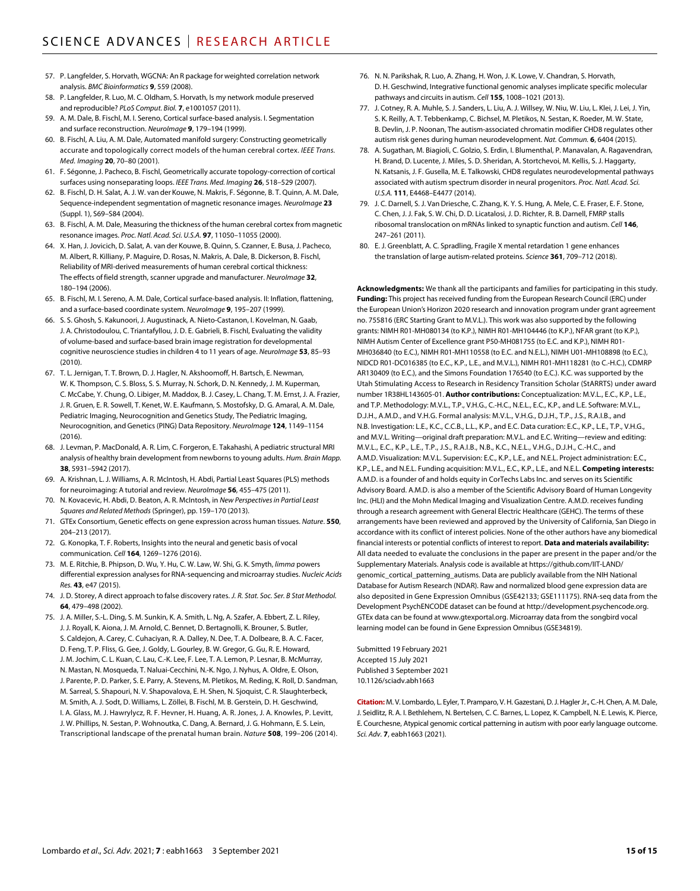57. P. Langfelder, S. Horvath, WGCNA: An R package for weighted correlation network analysis. *BMC Bioinformatics* **9**, 559 (2008).
58. P. Langfelder, R. Luo, M. C. Oldham, S. Horvath, Is my network module preserved and reproducible? *PLoS Comput. Biol.* **7**, e1001057 (2011).
59. A. M. Dale, B. Fischl, M. I. Sereno, Cortical surface-based analysis. I. Segmentation and surface reconstruction. *NeuroImage* **9**, 179–194 (1999).
60. B. Fischl, A. Liu, A. M. Dale, Automated manifold surgery: Constructing geometrically accurate and topologically correct models of the human cerebral cortex. *IEEE Trans. Med. Imaging* **20**, 70–80 (2001).
61. F. Ségonne, J. Pacheco, B. Fischl, Geometrically accurate topology-correction of cortical surfaces using nonseparating loops. *IEEE Trans. Med. Imaging* **26**, 518–529 (2007).
62. B. Fischl, D. H. Salat, A. J. W. van der Kouwe, N. Makris, F. Ségonne, B. T. Quinn, A. M. Dale, Sequence-independent segmentation of magnetic resonance images. *NeuroImage* **23** (Suppl. 1), S69–S84 (2004).
63. B. Fischl, A. M. Dale, Measuring the thickness of the human cerebral cortex from magnetic resonance images. *Proc. Natl. Acad. Sci. U.S.A.* **97**, 11050–11055 (2000).
64. X. Han, J. Jovicich, D. Salat, A. van der Kouwe, B. Quinn, S. Czanner, E. Busa, J. Pacheco, M. Albert, R. Killiany, P. Maguire, D. Rosas, N. Makris, A. Dale, B. Dickerson, B. Fischl, Reliability of MRI-derived measurements of human cerebral cortical thickness: The effects of field strength, scanner upgrade and manufacturer. *NeuroImage* **32**, 180–194 (2006).
65. B. Fischl, M. I. Sereno, A. M. Dale, Cortical surface-based analysis. II: Inflation, flattening, and a surface-based coordinate system. *NeuroImage* **9**, 195–207 (1999).
66. S. S. Ghosh, S. Kakunoori, J. Augustinack, A. Nieto-Castanon, I. Kovelman, N. Gaab, J. A. Christodoulou, C. Triantafyllou, J. D. E. Gabrieli, B. Fischl, Evaluating the validity of volume-based and surface-based brain image registration for developmental cognitive neuroscience studies in children 4 to 11 years of age. *NeuroImage* **53**, 85–93 (2010).
67. T. L. Jernigan, T. T. Brown, D. J. Hagler, N. Akshoomoff, H. Bartsch, E. Newman, W. K. Thompson, C. S. Bloss, S. S. Murray, N. Schork, D. N. Kennedy, J. M. Kuperman, C. McCabe, Y. Chung, O. Libiger, M. Maddox, B. J. Casey, L. Chang, T. M. Ernst, J. A. Frazier, J. R. Gruen, E. R. Sowell, T. Kenet, W. E. Kaufmann, S. Mostofsky, D. G. Amaral, A. M. Dale, Pediatric Imaging, Neurocognition and Genetics Study, The Pediatric Imaging, Neurocognition, and Genetics (PING) Data Repository. *NeuroImage* **124**, 1149–1154 (2016).
68. J. Levman, P. MacDonald, A. R. Lim, C. Forgeron, E. Takahashi, A pediatric structural MRI analysis of healthy brain development from newborns to young adults. *Hum. Brain Mapp.* **38**, 5931–5942 (2017).
69. A. Krishnan, L. J. Williams, A. R. McIntosh, H. Abdi, Partial Least Squares (PLS) methods for neuroimaging: A tutorial and review. *NeuroImage* **56**, 455–475 (2011).
70. N. Kovacevic, H. Abdi, D. Beaton, A. R. McIntosh, in *New Perspectives in Partial Least Squares and Related Methods* (Springer), pp. 159–170 (2013).
71. GTEx Consortium, Genetic effects on gene expression across human tissues. *Nature*. **550**, 204–213 (2017).
72. G. Konopka, T. F. Roberts, Insights into the neural and genetic basis of vocal communication. *Cell* **164**, 1269–1276 (2016).
73. M. E. Ritchie, B. Phipson, D. Wu, Y. Hu, C. W. Law, W. Shi, G. K. Smyth, *limma* powers differential expression analyses for RNA-sequencing and microarray studies. *Nucleic Acids Res.* **43**, e47 (2015).
74. J. D. Storey, A direct approach to false discovery rates. *J. R. Stat. Soc. Ser. B Stat Methodol.* **64**, 479–498 (2002).
75. J. A. Miller, S.-L. Ding, S. M. Sunkin, K. A. Smith, L. Ng, A. Szafer, A. Ebbert, Z. L. Riley, J. J. Royall, K. Aiona, J. M. Arnold, C. Bennet, D. Bertagnolli, K. Brouner, S. Butler, S. Caldejon, A. Carey, C. Cuhaciyan, R. A. Dalley, N. Dee, T. A. Dolbeare, B. A. C. Facer, D. Feng, T. P. Fliss, G. Gee, J. Goldy, L. Gourley, B. W. Gregor, G. Gu, R. E. Howard, J. M. Jochim, C. L. Kuan, C. Lau, C.-K. Lee, F. Lee, T. A. Lemon, P. Lesnar, B. McMurray, N. Mastan, N. Mosqueda, T. Naluai-Cecchini, N.-K. Ngo, J. Nyhus, A. Oldre, E. Olson, J. Parente, P. D. Parker, S. E. Parry, A. Stevens, M. Pletikos, M. Reding, K. Roll, D. Sandman, M. Sarreal, S. Shapouri, N. V. Shapovalova, E. H. Shen, N. Sjoquist, C. R. Slaughterbeck, M. Smith, A. J. Sodt, D. Williams, L. Zöllei, B. Fischl, M. B. Gerstein, D. H. Geschwind, I. A. Glass, M. J. Hawrylycz, R. F. Hevner, H. Huang, A. R. Jones, J. A. Knowles, P. Levitt, J. W. Phillips, N. Sestan, P. Wohnoutka, C. Dang, A. Bernard, J. G. Hohmann, E. S. Lein, Transcriptional landscape of the prenatal human brain. *Nature* **508**, 199–206 (2014).
76. N. N. Parikshak, R. Luo, A. Zhang, H. Won, J. K. Lowe, V. Chandran, S. Horvath, D. H. Geschwind, Integrative functional genomic analyses implicate specific molecular pathways and circuits in autism. *Cell* **155**, 1008–1021 (2013).
77. J. Cotney, R. A. Muhle, S. J. Sanders, L. Liu, A. J. Willsey, W. Niu, W. Liu, L. Klei, J. Lei, J. Yin, S. K. Reilly, A. T. Tebbenkamp, C. Bichsel, M. Pletikos, N. Sestan, K. Roeder, M. W. State, B. Devlin, J. P. Noonan, The autism-associated chromatin modifier CHD8 regulates other autism risk genes during human neurodevelopment. *Nat. Commun.* **6**, 6404 (2015).
78. A. Sugathan, M. Biagioli, C. Golzio, S. Erdin, I. Blumenthal, P. Manavalan, A. Ragavendran, H. Brand, D. Lucente, J. Miles, S. D. Sheridan, A. Stortchevoi, M. Kellis, S. J. Haggarty, N. Katsanis, J. F. Gusella, M. E. Talkowski, CHD8 regulates neurodevelopmental pathways associated with autism spectrum disorder in neural progenitors. *Proc. Natl. Acad. Sci. U.S.A.* **111**, E4468–E4477 (2014).
79. J. C. Darnell, S. J. Van Driesche, C. Zhang, K. Y. S. Hung, A. Mele, C. E. Fraser, E. F. Stone, C. Chen, J. J. Fak, S. W. Chi, D. D. Licatalosi, J. D. Richter, R. B. Darnell, FMRP stalls ribosomal translocation on mRNAs linked to synaptic function and autism. *Cell* **146**, 247–261 (2011).
80. E. J. Greenblatt, A. C. Spradling, Fragile X mental retardation 1 gene enhances the translation of large autism-related proteins. *Science* **361**, 709–712 (2018).

**Acknowledgments:** We thank all the participants and families for participating in this study. **Funding:** This project has received funding from the European Research Council (ERC) under the European Union's Horizon 2020 research and innovation program under grant agreement no. 755816 (ERC Starting Grant to M.V.L.). This work was also supported by the following grants: NIMH R01-MH080134 (to K.P.), NIMH R01-MH104446 (to K.P.), NFAR grant (to K.P.), NIMH Autism Center of Excellence grant P50-MH081755 (to E.C. and K.P.), NIMH R01-MH036840 (to E.C.), NIMH R01-MH110558 (to E.C. and N.E.L.), NIMH U01-MH108898 (to E.C.), NIDCD R01-DC016385 (to E.C., K.P., L.E., and M.V.L.), NIMH R01-MH118281 (to C.-H.C.), CDMRP AR130409 (to E.C.), and the Simons Foundation 176540 (to E.C.). K.C. was supported by the Utah Stimulating Access to Research in Residency Transition Scholar (StARRTS) under award number 1R38HL143605-01. **Author contributions:** Conceptualization: M.V.L., E.C., K.P., L.E., and T.P. Methodology: M.V.L., T.P., V.H.G., C.-H.C., N.E.L., E.C., K.P., and L.E. Software: M.V.L., D.J.H., A.M.D., and V.H.G. Formal analysis: M.V.L., V.H.G., D.J.H., T.P., J.S., R.A.I.B., and N.B. Investigation: L.E., K.C., C.C.B., L.L., K.P., and E.C. Data curation: E.C., K.P., L.E., T.P., V.H.G., and M.V.L. Writing—original draft preparation: M.V.L. and E.C. Writing—review and editing: M.V.L., E.C., K.P., L.E., T.P., J.S., R.A.I.B., N.B., K.C., N.E.L., V.H.G., D.J.H., C.-H.C., and A.M.D. Visualization: M.V.L. Supervision: E.C., K.P., L.E., and N.E.L. Project administration: E.C., K.P., L.E., and N.E.L. Funding acquisition: M.V.L., E.C., K.P., L.E., and N.E.L. **Competing interests:** A.M.D. is a founder of and holds equity in CorTechs Labs Inc. and serves on its Scientific Advisory Board. A.M.D. is also a member of the Scientific Advisory Board of Human Longevity Inc. (HLI) and the Mohn Medical Imaging and Visualization Centre. A.M.D. receives funding through a research agreement with General Electric Healthcare (GEHC). The terms of these arrangements have been reviewed and approved by the University of California, San Diego in accordance with its conflict of interest policies. None of the other authors have any biomedical financial interests or potential conflicts of interest to report. **Data and materials availability:** All data needed to evaluate the conclusions in the paper are present in the paper and/or the Supplementary Materials. Analysis code is available at https://github.com/IIT-LAND/genomic_cortical_patterning_autisms. Data are publicly available from the NIH National Database for Autism Research (NDAR). Raw and normalized blood gene expression data are also deposited in Gene Expression Omnibus (GSE42133; GSE111175). RNA-seq data from the Development PsychENCODE dataset can be found at http://development.psychencode.org. GTEx data can be found at www.gtexportal.org. Microarray data from the songbird vocal learning model can be found in Gene Expression Omnibus (GSE34819).

Submitted 19 February 2021
Accepted 15 July 2021
Published 3 September 2021
10.1126/sciadv.abh1663

**Citation:** M. V. Lombardo, L. Eyler, T. Pramparo, V. H. Gazestani, D. J. Hagler Jr., C.-H. Chen, A. M. Dale, J. Seidlitz, R. A. I. Bethlehem, N. Bertelsen, C. C. Barnes, L. Lopez, K. Campbell, N. E. Lewis, K. Pierce, E. Courchesne, Atypical genomic cortical patterning in autism with poor early language outcome. *Sci. Adv.* **7**, eabh1663 (2021).